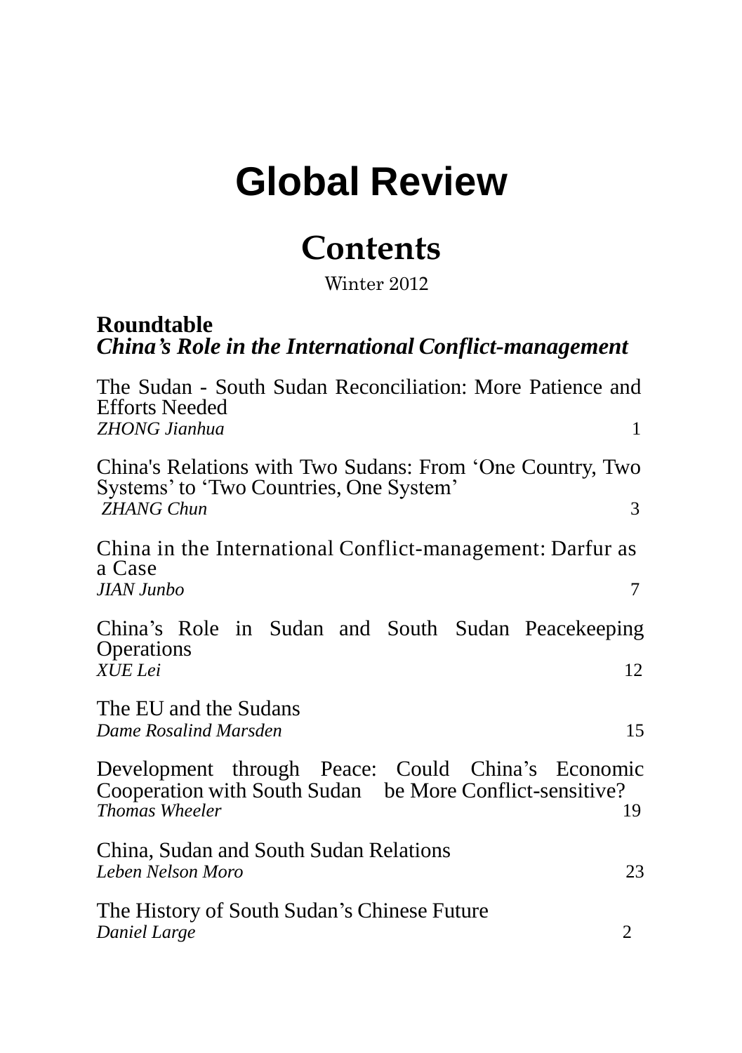# Global Review

## Contents

Winter 2012

**Roundtable**
***China's Role in the International Conflict-management***

The Sudan - South Sudan Reconciliation: More Patience and Efforts Needed
*ZHONG Jianhua* 1

China's Relations with Two Sudans: From 'One Country, Two Systems' to 'Two Countries, One System'
*ZHANG Chun* 3

China in the International Conflict-management: Darfur as a Case
*JIAN Junbo* 7

China's Role in Sudan and South Sudan Peacekeeping Operations
*XUE Lei* 12

The EU and the Sudans
*Dame Rosalind Marsden* 15

Development through Peace: Could China's Economic Cooperation with South Sudan be More Conflict-sensitive?
*Thomas Wheeler* 19

China, Sudan and South Sudan Relations
*Leben Nelson Moro* 23

The History of South Sudan's Chinese Future
*Daniel Large* 2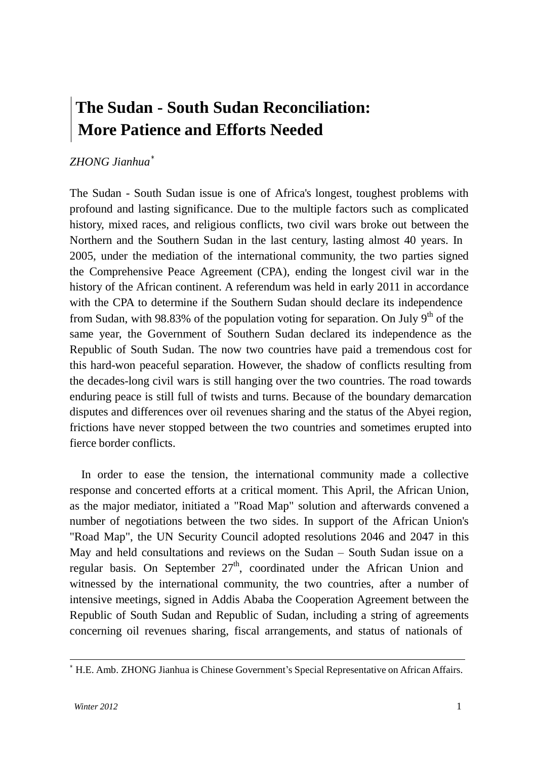# The Sudan - South Sudan Reconciliation: More Patience and Efforts Needed

*ZHONG Jianhua*[*]

The Sudan - South Sudan issue is one of Africa's longest, toughest problems with profound and lasting significance. Due to the multiple factors such as complicated history, mixed races, and religious conflicts, two civil wars broke out between the Northern and the Southern Sudan in the last century, lasting almost 40 years. In 2005, under the mediation of the international community, the two parties signed the Comprehensive Peace Agreement (CPA), ending the longest civil war in the history of the African continent. A referendum was held in early 2011 in accordance with the CPA to determine if the Southern Sudan should declare its independence from Sudan, with 98.83% of the population voting for separation. On July 9th of the same year, the Government of Southern Sudan declared its independence as the Republic of South Sudan. The now two countries have paid a tremendous cost for this hard-won peaceful separation. However, the shadow of conflicts resulting from the decades-long civil wars is still hanging over the two countries. The road towards enduring peace is still full of twists and turns. Because of the boundary demarcation disputes and differences over oil revenues sharing and the status of the Abyei region, frictions have never stopped between the two countries and sometimes erupted into fierce border conflicts.

In order to ease the tension, the international community made a collective response and concerted efforts at a critical moment. This April, the African Union, as the major mediator, initiated a "Road Map" solution and afterwards convened a number of negotiations between the two sides. In support of the African Union's "Road Map", the UN Security Council adopted resolutions 2046 and 2047 in this May and held consultations and reviews on the Sudan – South Sudan issue on a regular basis. On September 27th, coordinated under the African Union and witnessed by the international community, the two countries, after a number of intensive meetings, signed in Addis Ababa the Cooperation Agreement between the Republic of South Sudan and Republic of Sudan, including a string of agreements concerning oil revenues sharing, fiscal arrangements, and status of nationals of

---

[*] H.E. Amb. ZHONG Jianhua is Chinese Government's Special Representative on African Affairs.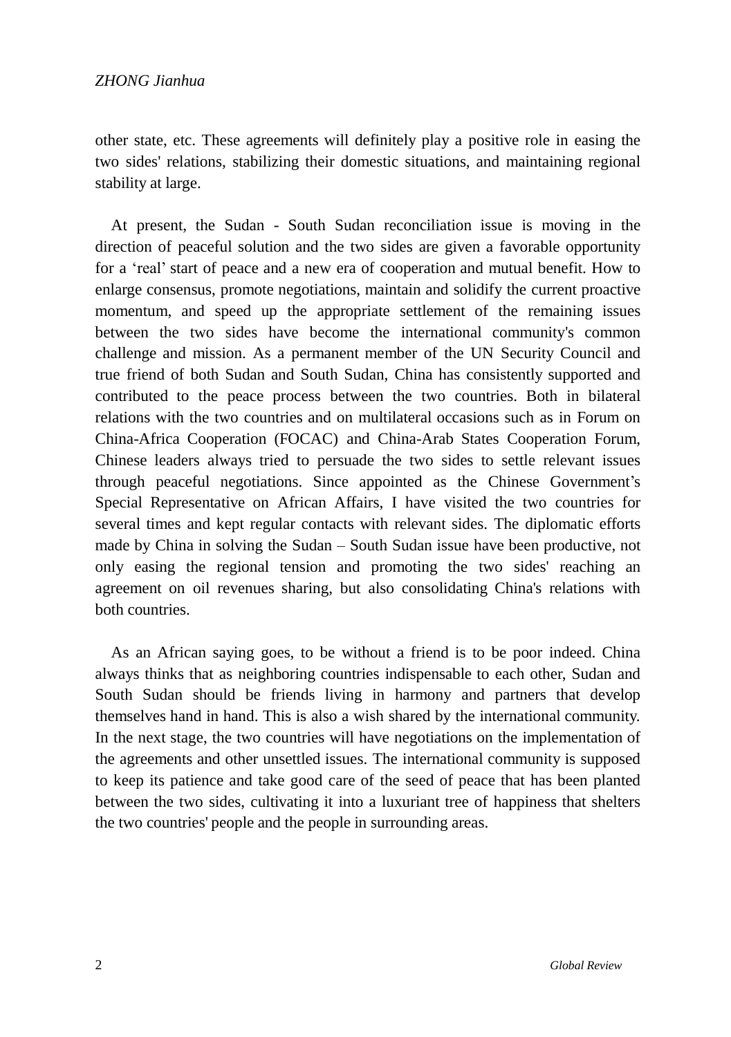other state, etc. These agreements will definitely play a positive role in easing the two sides' relations, stabilizing their domestic situations, and maintaining regional stability at large.

At present, the Sudan - South Sudan reconciliation issue is moving in the direction of peaceful solution and the two sides are given a favorable opportunity for a 'real' start of peace and a new era of cooperation and mutual benefit. How to enlarge consensus, promote negotiations, maintain and solidify the current proactive momentum, and speed up the appropriate settlement of the remaining issues between the two sides have become the international community's common challenge and mission. As a permanent member of the UN Security Council and true friend of both Sudan and South Sudan, China has consistently supported and contributed to the peace process between the two countries. Both in bilateral relations with the two countries and on multilateral occasions such as in Forum on China-Africa Cooperation (FOCAC) and China-Arab States Cooperation Forum, Chinese leaders always tried to persuade the two sides to settle relevant issues through peaceful negotiations. Since appointed as the Chinese Government's Special Representative on African Affairs, I have visited the two countries for several times and kept regular contacts with relevant sides. The diplomatic efforts made by China in solving the Sudan – South Sudan issue have been productive, not only easing the regional tension and promoting the two sides' reaching an agreement on oil revenues sharing, but also consolidating China's relations with both countries.

As an African saying goes, to be without a friend is to be poor indeed. China always thinks that as neighboring countries indispensable to each other, Sudan and South Sudan should be friends living in harmony and partners that develop themselves hand in hand. This is also a wish shared by the international community. In the next stage, the two countries will have negotiations on the implementation of the agreements and other unsettled issues. The international community is supposed to keep its patience and take good care of the seed of peace that has been planted between the two sides, cultivating it into a luxuriant tree of happiness that shelters the two countries' people and the people in surrounding areas.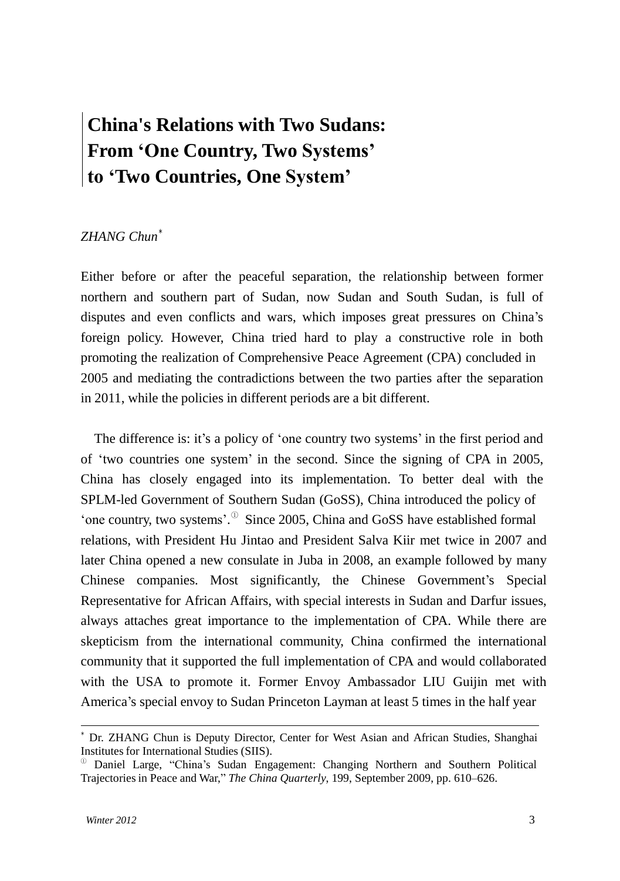# China's Relations with Two Sudans: From 'One Country, Two Systems' to 'Two Countries, One System'

*ZHANG Chun*[*]

Either before or after the peaceful separation, the relationship between former northern and southern part of Sudan, now Sudan and South Sudan, is full of disputes and even conflicts and wars, which imposes great pressures on China's foreign policy. However, China tried hard to play a constructive role in both promoting the realization of Comprehensive Peace Agreement (CPA) concluded in 2005 and mediating the contradictions between the two parties after the separation in 2011, while the policies in different periods are a bit different.

The difference is: it's a policy of 'one country two systems' in the first period and of 'two countries one system' in the second. Since the signing of CPA in 2005, China has closely engaged into its implementation. To better deal with the SPLM-led Government of Southern Sudan (GoSS), China introduced the policy of 'one country, two systems'.[①] Since 2005, China and GoSS have established formal relations, with President Hu Jintao and President Salva Kiir met twice in 2007 and later China opened a new consulate in Juba in 2008, an example followed by many Chinese companies. Most significantly, the Chinese Government's Special Representative for African Affairs, with special interests in Sudan and Darfur issues, always attaches great importance to the implementation of CPA. While there are skepticism from the international community, China confirmed the international community that it supported the full implementation of CPA and would collaborated with the USA to promote it. Former Envoy Ambassador LIU Guijin met with America's special envoy to Sudan Princeton Layman at least 5 times in the half year

---

[*] Dr. ZHANG Chun is Deputy Director, Center for West Asian and African Studies, Shanghai Institutes for International Studies (SIIS).

[①] Daniel Large, "China's Sudan Engagement: Changing Northern and Southern Political Trajectories in Peace and War," *The China Quarterly*, 199, September 2009, pp. 610–626.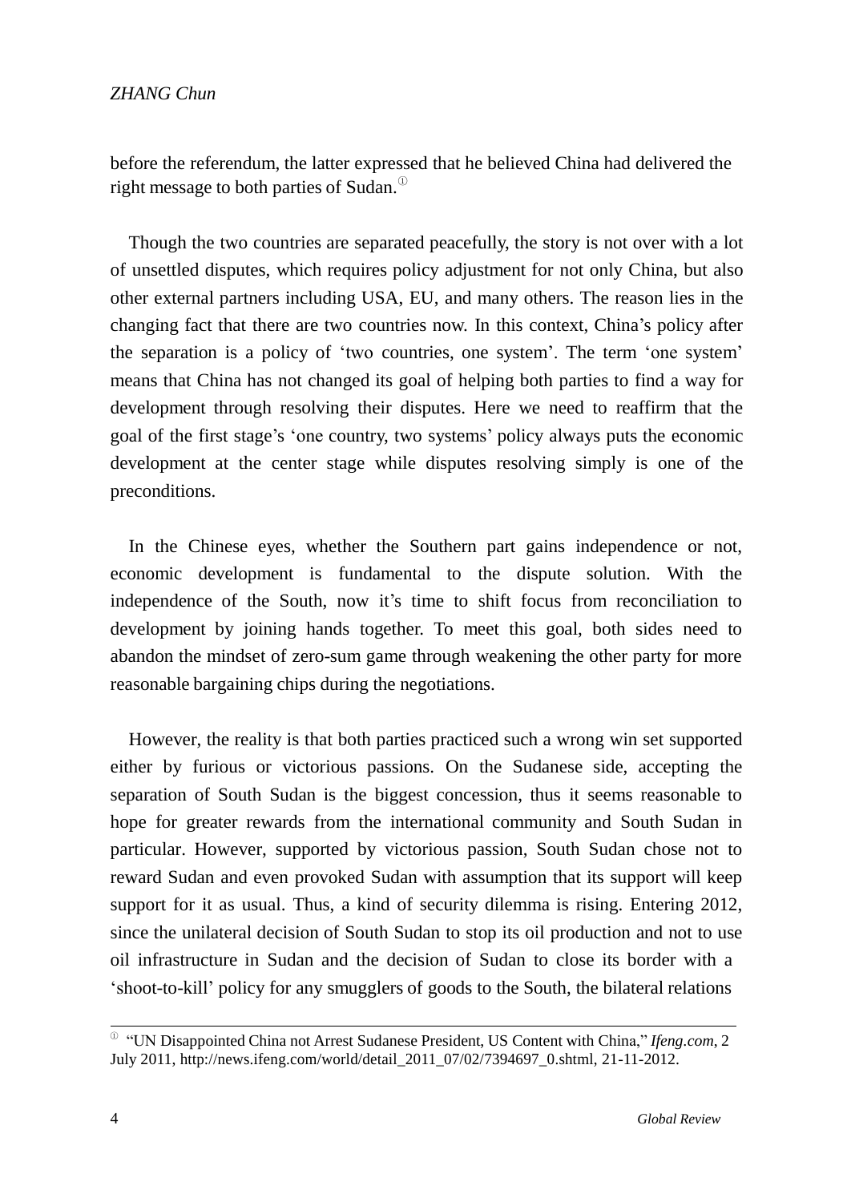before the referendum, the latter expressed that he believed China had delivered the right message to both parties of Sudan.[①]

Though the two countries are separated peacefully, the story is not over with a lot of unsettled disputes, which requires policy adjustment for not only China, but also other external partners including USA, EU, and many others. The reason lies in the changing fact that there are two countries now. In this context, China's policy after the separation is a policy of 'two countries, one system'. The term 'one system' means that China has not changed its goal of helping both parties to find a way for development through resolving their disputes. Here we need to reaffirm that the goal of the first stage's 'one country, two systems' policy always puts the economic development at the center stage while disputes resolving simply is one of the preconditions.

In the Chinese eyes, whether the Southern part gains independence or not, economic development is fundamental to the dispute solution. With the independence of the South, now it's time to shift focus from reconciliation to development by joining hands together. To meet this goal, both sides need to abandon the mindset of zero-sum game through weakening the other party for more reasonable bargaining chips during the negotiations.

However, the reality is that both parties practiced such a wrong win set supported either by furious or victorious passions. On the Sudanese side, accepting the separation of South Sudan is the biggest concession, thus it seems reasonable to hope for greater rewards from the international community and South Sudan in particular. However, supported by victorious passion, South Sudan chose not to reward Sudan and even provoked Sudan with assumption that its support will keep support for it as usual. Thus, a kind of security dilemma is rising. Entering 2012, since the unilateral decision of South Sudan to stop its oil production and not to use oil infrastructure in Sudan and the decision of Sudan to close its border with a 'shoot-to-kill' policy for any smugglers of goods to the South, the bilateral relations

---

[①] "UN Disappointed China not Arrest Sudanese President, US Content with China," *Ifeng.com*, 2 July 2011, http://news.ifeng.com/world/detail_2011_07/02/7394697_0.shtml, 21-11-2012.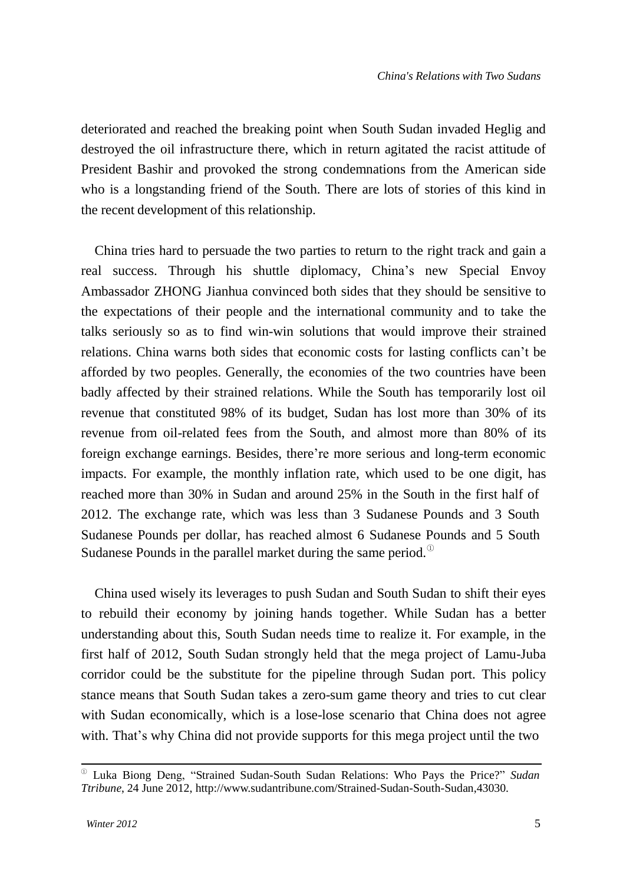deteriorated and reached the breaking point when South Sudan invaded Heglig and destroyed the oil infrastructure there, which in return agitated the racist attitude of President Bashir and provoked the strong condemnations from the American side who is a longstanding friend of the South. There are lots of stories of this kind in the recent development of this relationship.

China tries hard to persuade the two parties to return to the right track and gain a real success. Through his shuttle diplomacy, China's new Special Envoy Ambassador ZHONG Jianhua convinced both sides that they should be sensitive to the expectations of their people and the international community and to take the talks seriously so as to find win-win solutions that would improve their strained relations. China warns both sides that economic costs for lasting conflicts can't be afforded by two peoples. Generally, the economies of the two countries have been badly affected by their strained relations. While the South has temporarily lost oil revenue that constituted 98% of its budget, Sudan has lost more than 30% of its revenue from oil-related fees from the South, and almost more than 80% of its foreign exchange earnings. Besides, there're more serious and long-term economic impacts. For example, the monthly inflation rate, which used to be one digit, has reached more than 30% in Sudan and around 25% in the South in the first half of 2012. The exchange rate, which was less than 3 Sudanese Pounds and 3 South Sudanese Pounds per dollar, has reached almost 6 Sudanese Pounds and 5 South Sudanese Pounds in the parallel market during the same period.[1]

China used wisely its leverages to push Sudan and South Sudan to shift their eyes to rebuild their economy by joining hands together. While Sudan has a better understanding about this, South Sudan needs time to realize it. For example, in the first half of 2012, South Sudan strongly held that the mega project of Lamu-Juba corridor could be the substitute for the pipeline through Sudan port. This policy stance means that South Sudan takes a zero-sum game theory and tries to cut clear with Sudan economically, which is a lose-lose scenario that China does not agree with. That's why China did not provide supports for this mega project until the two

---

[1] Luka Biong Deng, "Strained Sudan-South Sudan Relations: Who Pays the Price?" *Sudan Ttribune*, 24 June 2012, http://www.sudantribune.com/Strained-Sudan-South-Sudan,43030.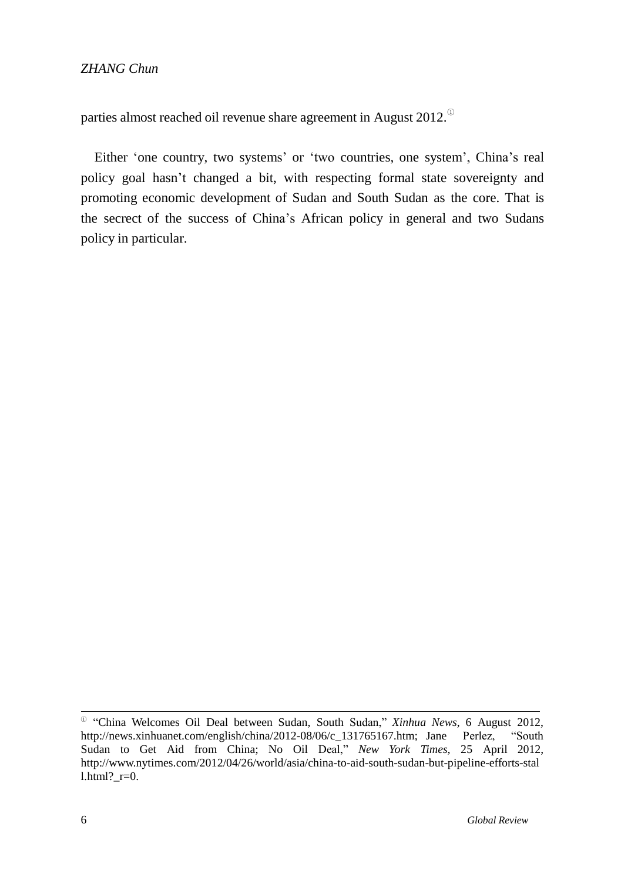parties almost reached oil revenue share agreement in August 2012.[①]

Either 'one country, two systems' or 'two countries, one system', China's real policy goal hasn't changed a bit, with respecting formal state sovereignty and promoting economic development of Sudan and South Sudan as the core. That is the secrect of the success of China's African policy in general and two Sudans policy in particular.

---

[①] "China Welcomes Oil Deal between Sudan, South Sudan," *Xinhua News*, 6 August 2012, http://news.xinhuanet.com/english/china/2012-08/06/c_131765167.htm; Jane Perlez, "South Sudan to Get Aid from China; No Oil Deal," *New York Times*, 25 April 2012, http://www.nytimes.com/2012/04/26/world/asia/china-to-aid-south-sudan-but-pipeline-efforts-stall.html?_r=0.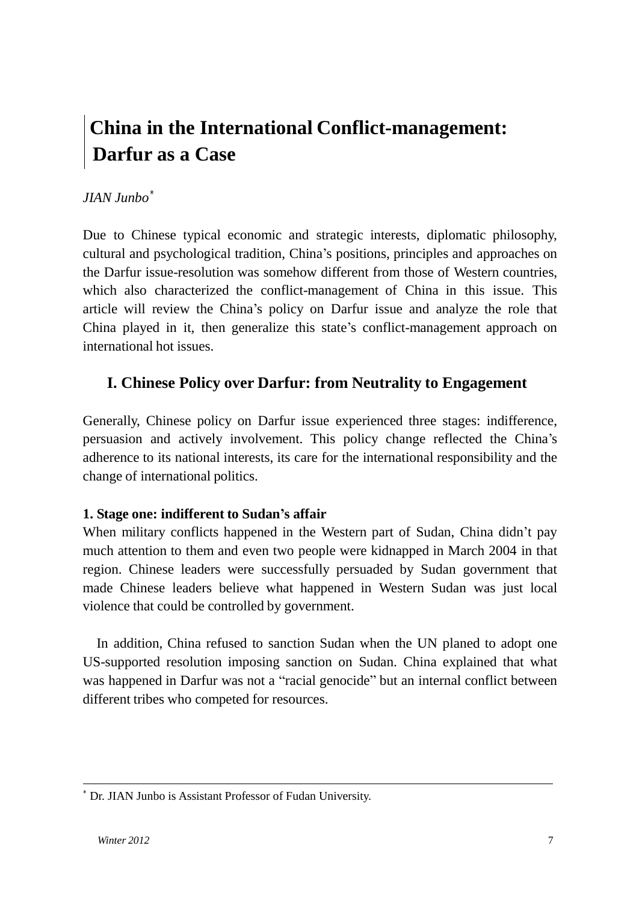# China in the International Conflict-management: Darfur as a Case

*JIAN Junbo*[*]

Due to Chinese typical economic and strategic interests, diplomatic philosophy, cultural and psychological tradition, China's positions, principles and approaches on the Darfur issue-resolution was somehow different from those of Western countries, which also characterized the conflict-management of China in this issue. This article will review the China's policy on Darfur issue and analyze the role that China played in it, then generalize this state's conflict-management approach on international hot issues.

## I. Chinese Policy over Darfur: from Neutrality to Engagement

Generally, Chinese policy on Darfur issue experienced three stages: indifference, persuasion and actively involvement. This policy change reflected the China's adherence to its national interests, its care for the international responsibility and the change of international politics.

### 1. Stage one: indifferent to Sudan's affair

When military conflicts happened in the Western part of Sudan, China didn't pay much attention to them and even two people were kidnapped in March 2004 in that region. Chinese leaders were successfully persuaded by Sudan government that made Chinese leaders believe what happened in Western Sudan was just local violence that could be controlled by government.

In addition, China refused to sanction Sudan when the UN planed to adopt one US-supported resolution imposing sanction on Sudan. China explained that what was happened in Darfur was not a "racial genocide" but an internal conflict between different tribes who competed for resources.

---

[*] Dr. JIAN Junbo is Assistant Professor of Fudan University.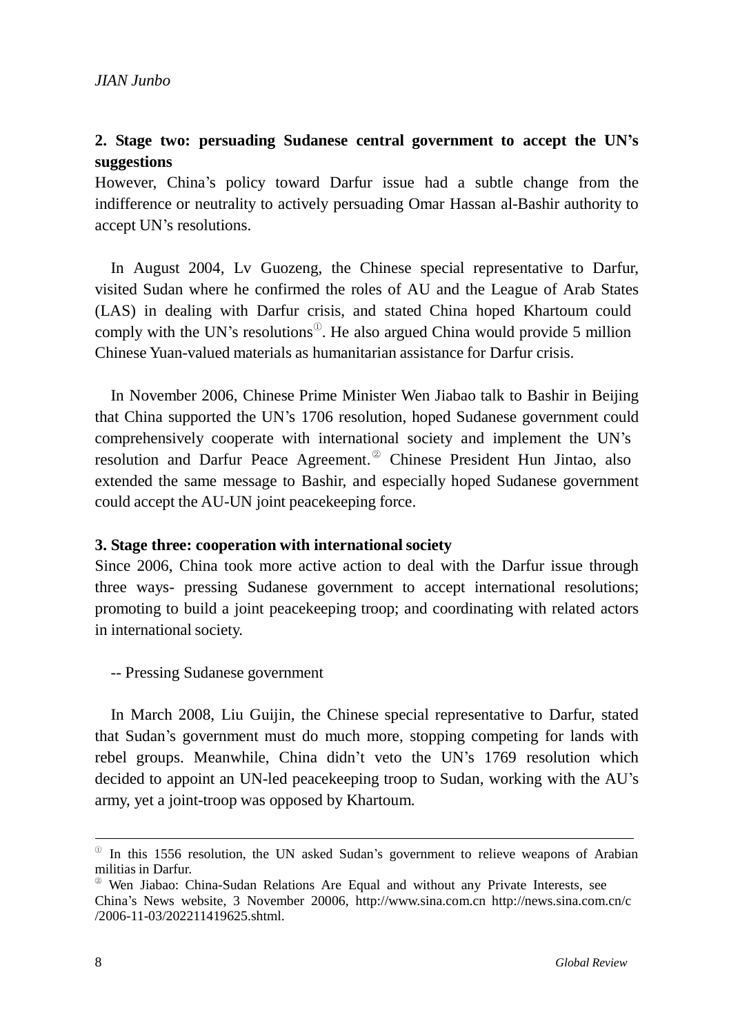## 2. Stage two: persuading Sudanese central government to accept the UN's suggestions

However, China's policy toward Darfur issue had a subtle change from the indifference or neutrality to actively persuading Omar Hassan al-Bashir authority to accept UN's resolutions.

In August 2004, Lv Guozeng, the Chinese special representative to Darfur, visited Sudan where he confirmed the roles of AU and the League of Arab States (LAS) in dealing with Darfur crisis, and stated China hoped Khartoum could comply with the UN's resolutions[①]. He also argued China would provide 5 million Chinese Yuan-valued materials as humanitarian assistance for Darfur crisis.

In November 2006, Chinese Prime Minister Wen Jiabao talk to Bashir in Beijing that China supported the UN's 1706 resolution, hoped Sudanese government could comprehensively cooperate with international society and implement the UN's resolution and Darfur Peace Agreement.[②] Chinese President Hun Jintao, also extended the same message to Bashir, and especially hoped Sudanese government could accept the AU-UN joint peacekeeping force.

## 3. Stage three: cooperation with international society

Since 2006, China took more active action to deal with the Darfur issue through three ways- pressing Sudanese government to accept international resolutions; promoting to build a joint peacekeeping troop; and coordinating with related actors in international society.

-- Pressing Sudanese government

In March 2008, Liu Guijin, the Chinese special representative to Darfur, stated that Sudan's government must do much more, stopping competing for lands with rebel groups. Meanwhile, China didn't veto the UN's 1769 resolution which decided to appoint an UN-led peacekeeping troop to Sudan, working with the AU's army, yet a joint-troop was opposed by Khartoum.

---

[①] In this 1556 resolution, the UN asked Sudan's government to relieve weapons of Arabian militias in Darfur.

[②] Wen Jiabao: China-Sudan Relations Are Equal and without any Private Interests, see China's News website, 3 November 20006, http://www.sina.com.cn http://news.sina.com.cn/c/2006-11-03/202211419625.shtml.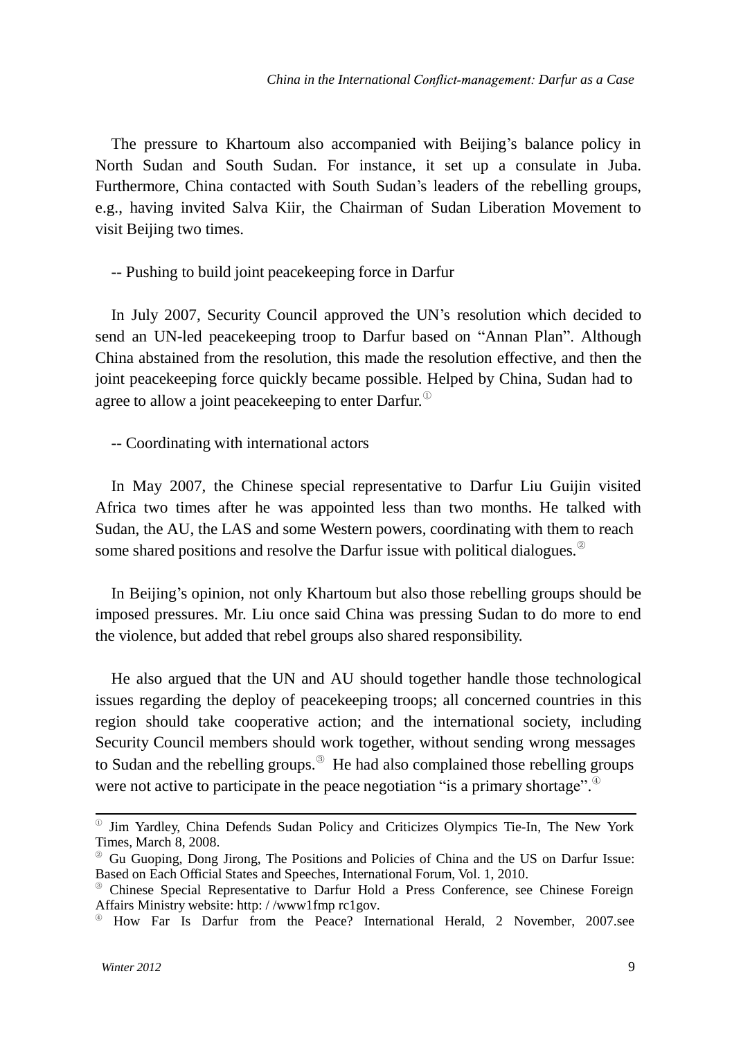The pressure to Khartoum also accompanied with Beijing's balance policy in North Sudan and South Sudan. For instance, it set up a consulate in Juba. Furthermore, China contacted with South Sudan's leaders of the rebelling groups, e.g., having invited Salva Kiir, the Chairman of Sudan Liberation Movement to visit Beijing two times.

-- Pushing to build joint peacekeeping force in Darfur

In July 2007, Security Council approved the UN's resolution which decided to send an UN-led peacekeeping troop to Darfur based on "Annan Plan". Although China abstained from the resolution, this made the resolution effective, and then the joint peacekeeping force quickly became possible. Helped by China, Sudan had to agree to allow a joint peacekeeping to enter Darfur.[①]

-- Coordinating with international actors

In May 2007, the Chinese special representative to Darfur Liu Guijin visited Africa two times after he was appointed less than two months. He talked with Sudan, the AU, the LAS and some Western powers, coordinating with them to reach some shared positions and resolve the Darfur issue with political dialogues.[②]

In Beijing's opinion, not only Khartoum but also those rebelling groups should be imposed pressures. Mr. Liu once said China was pressing Sudan to do more to end the violence, but added that rebel groups also shared responsibility.

He also argued that the UN and AU should together handle those technological issues regarding the deploy of peacekeeping troops; all concerned countries in this region should take cooperative action; and the international society, including Security Council members should work together, without sending wrong messages to Sudan and the rebelling groups.[③] He had also complained those rebelling groups were not active to participate in the peace negotiation "is a primary shortage".[④]

---

[①] Jim Yardley, China Defends Sudan Policy and Criticizes Olympics Tie-In, The New York Times, March 8, 2008.

[②] Gu Guoping, Dong Jirong, The Positions and Policies of China and the US on Darfur Issue: Based on Each Official States and Speeches, International Forum, Vol. 1, 2010.

[③] Chinese Special Representative to Darfur Hold a Press Conference, see Chinese Foreign Affairs Ministry website: http: / /www1fmp rc1gov.

[④] How Far Is Darfur from the Peace? International Herald, 2 November, 2007.see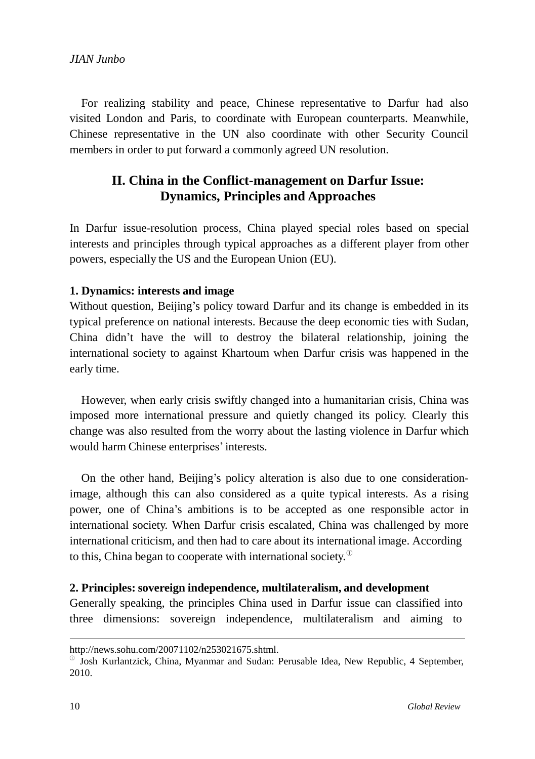For realizing stability and peace, Chinese representative to Darfur had also visited London and Paris, to coordinate with European counterparts. Meanwhile, Chinese representative in the UN also coordinate with other Security Council members in order to put forward a commonly agreed UN resolution.

## II. China in the Conflict-management on Darfur Issue: Dynamics, Principles and Approaches

In Darfur issue-resolution process, China played special roles based on special interests and principles through typical approaches as a different player from other powers, especially the US and the European Union (EU).

### 1. Dynamics: interests and image

Without question, Beijing's policy toward Darfur and its change is embedded in its typical preference on national interests. Because the deep economic ties with Sudan, China didn't have the will to destroy the bilateral relationship, joining the international society to against Khartoum when Darfur crisis was happened in the early time.

However, when early crisis swiftly changed into a humanitarian crisis, China was imposed more international pressure and quietly changed its policy. Clearly this change was also resulted from the worry about the lasting violence in Darfur which would harm Chinese enterprises' interests.

On the other hand, Beijing's policy alteration is also due to one consideration-image, although this can also considered as a quite typical interests. As a rising power, one of China's ambitions is to be accepted as one responsible actor in international society. When Darfur crisis escalated, China was challenged by more international criticism, and then had to care about its international image. According to this, China began to cooperate with international society.[1]

### 2. Principles: sovereign independence, multilateralism, and development

Generally speaking, the principles China used in Darfur issue can classified into three dimensions: sovereign independence, multilateralism and aiming to

---

http://news.sohu.com/20071102/n253021675.shtml.

[1] Josh Kurlantzick, China, Myanmar and Sudan: Perusable Idea, New Republic, 4 September, 2010.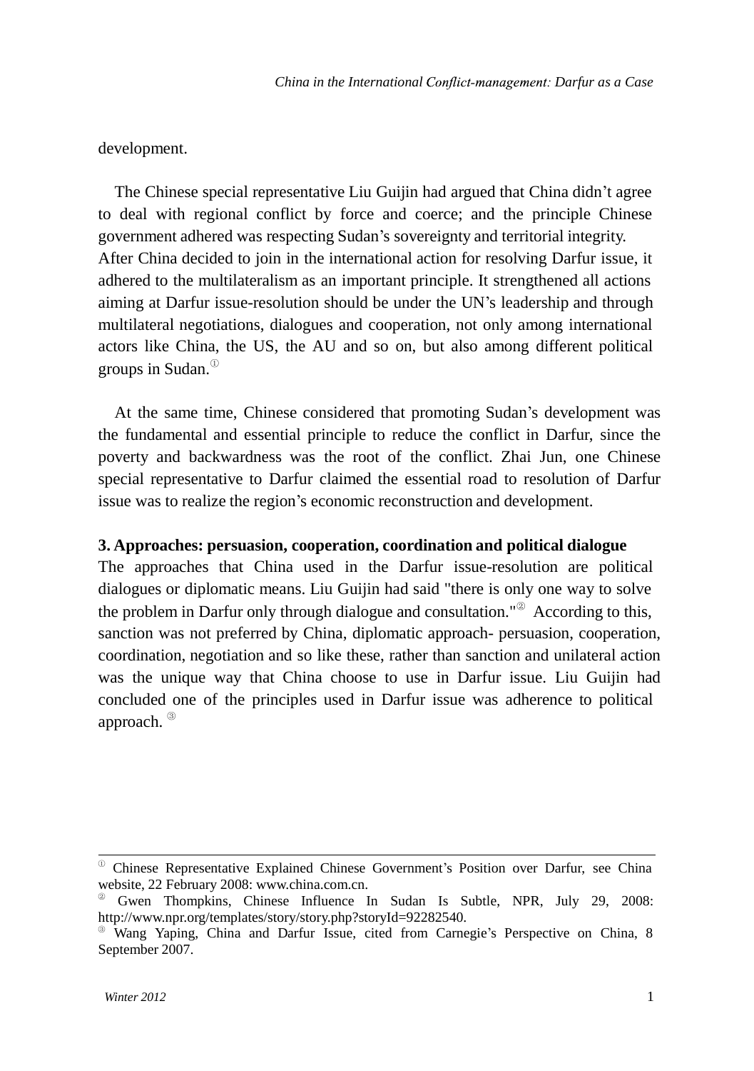development.

The Chinese special representative Liu Guijin had argued that China didn't agree to deal with regional conflict by force and coerce; and the principle Chinese government adhered was respecting Sudan's sovereignty and territorial integrity. After China decided to join in the international action for resolving Darfur issue, it adhered to the multilateralism as an important principle. It strengthened all actions aiming at Darfur issue-resolution should be under the UN's leadership and through multilateral negotiations, dialogues and cooperation, not only among international actors like China, the US, the AU and so on, but also among different political groups in Sudan.[1]

At the same time, Chinese considered that promoting Sudan's development was the fundamental and essential principle to reduce the conflict in Darfur, since the poverty and backwardness was the root of the conflict. Zhai Jun, one Chinese special representative to Darfur claimed the essential road to resolution of Darfur issue was to realize the region's economic reconstruction and development.

**3. Approaches: persuasion, cooperation, coordination and political dialogue**

The approaches that China used in the Darfur issue-resolution are political dialogues or diplomatic means. Liu Guijin had said "there is only one way to solve the problem in Darfur only through dialogue and consultation."[2] According to this, sanction was not preferred by China, diplomatic approach- persuasion, cooperation, coordination, negotiation and so like these, rather than sanction and unilateral action was the unique way that China choose to use in Darfur issue. Liu Guijin had concluded one of the principles used in Darfur issue was adherence to political approach.[3]

---

[1] Chinese Representative Explained Chinese Government's Position over Darfur, see China website, 22 February 2008: www.china.com.cn.

[2] Gwen Thompkins, Chinese Influence In Sudan Is Subtle, NPR, July 29, 2008: http://www.npr.org/templates/story/story.php?storyId=92282540.

[3] Wang Yaping, China and Darfur Issue, cited from Carnegie's Perspective on China, 8 September 2007.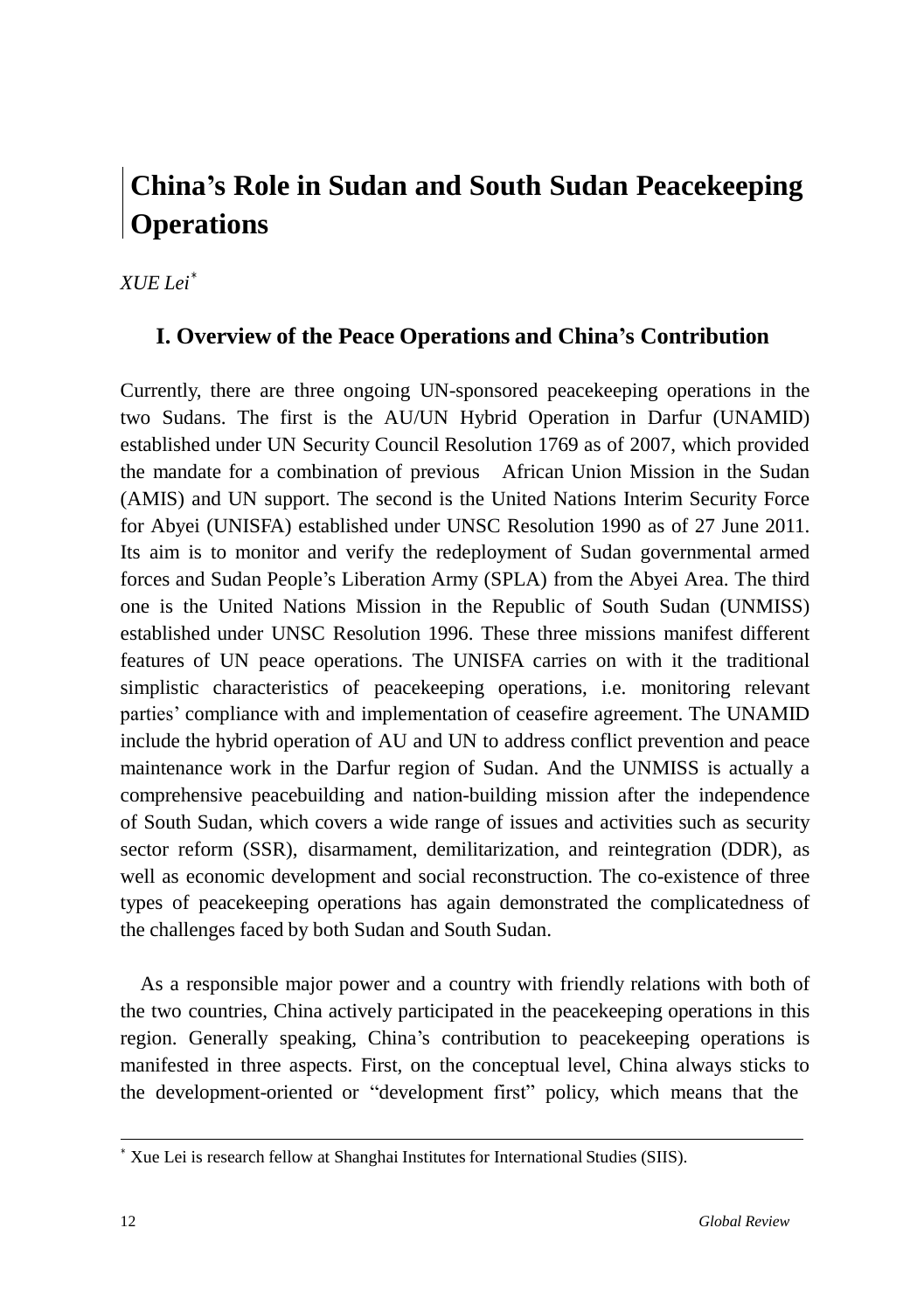# China's Role in Sudan and South Sudan Peacekeeping Operations

*XUE Lei*[*]

## I. Overview of the Peace Operations and China's Contribution

Currently, there are three ongoing UN-sponsored peacekeeping operations in the two Sudans. The first is the AU/UN Hybrid Operation in Darfur (UNAMID) established under UN Security Council Resolution 1769 as of 2007, which provided the mandate for a combination of previous African Union Mission in the Sudan (AMIS) and UN support. The second is the United Nations Interim Security Force for Abyei (UNISFA) established under UNSC Resolution 1990 as of 27 June 2011. Its aim is to monitor and verify the redeployment of Sudan governmental armed forces and Sudan People's Liberation Army (SPLA) from the Abyei Area. The third one is the United Nations Mission in the Republic of South Sudan (UNMISS) established under UNSC Resolution 1996. These three missions manifest different features of UN peace operations. The UNISFA carries on with it the traditional simplistic characteristics of peacekeeping operations, i.e. monitoring relevant parties' compliance with and implementation of ceasefire agreement. The UNAMID include the hybrid operation of AU and UN to address conflict prevention and peace maintenance work in the Darfur region of Sudan. And the UNMISS is actually a comprehensive peacebuilding and nation-building mission after the independence of South Sudan, which covers a wide range of issues and activities such as security sector reform (SSR), disarmament, demilitarization, and reintegration (DDR), as well as economic development and social reconstruction. The co-existence of three types of peacekeeping operations has again demonstrated the complicatedness of the challenges faced by both Sudan and South Sudan.

As a responsible major power and a country with friendly relations with both of the two countries, China actively participated in the peacekeeping operations in this region. Generally speaking, China's contribution to peacekeeping operations is manifested in three aspects. First, on the conceptual level, China always sticks to the development-oriented or "development first" policy, which means that the

---

[*] Xue Lei is research fellow at Shanghai Institutes for International Studies (SIIS).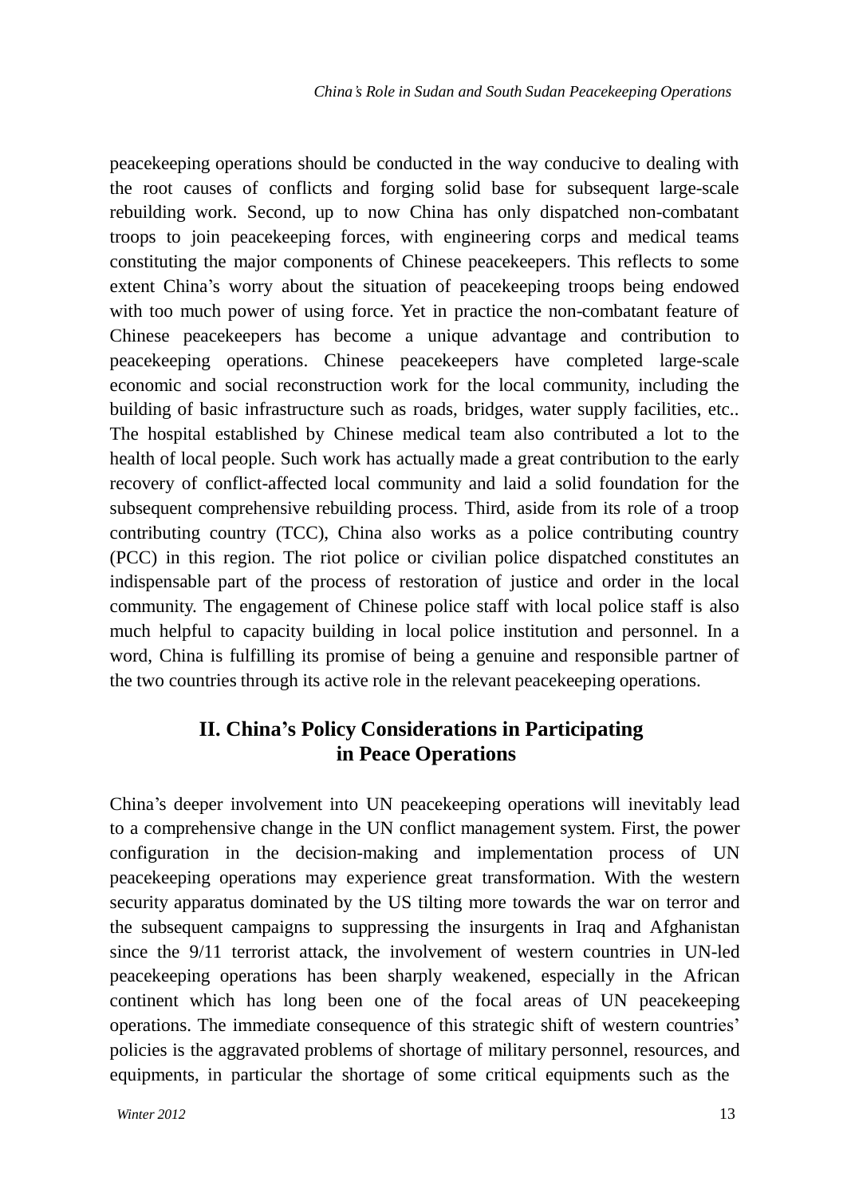peacekeeping operations should be conducted in the way conducive to dealing with the root causes of conflicts and forging solid base for subsequent large-scale rebuilding work. Second, up to now China has only dispatched non-combatant troops to join peacekeeping forces, with engineering corps and medical teams constituting the major components of Chinese peacekeepers. This reflects to some extent China's worry about the situation of peacekeeping troops being endowed with too much power of using force. Yet in practice the non-combatant feature of Chinese peacekeepers has become a unique advantage and contribution to peacekeeping operations. Chinese peacekeepers have completed large-scale economic and social reconstruction work for the local community, including the building of basic infrastructure such as roads, bridges, water supply facilities, etc.. The hospital established by Chinese medical team also contributed a lot to the health of local people. Such work has actually made a great contribution to the early recovery of conflict-affected local community and laid a solid foundation for the subsequent comprehensive rebuilding process. Third, aside from its role of a troop contributing country (TCC), China also works as a police contributing country (PCC) in this region. The riot police or civilian police dispatched constitutes an indispensable part of the process of restoration of justice and order in the local community. The engagement of Chinese police staff with local police staff is also much helpful to capacity building in local police institution and personnel. In a word, China is fulfilling its promise of being a genuine and responsible partner of the two countries through its active role in the relevant peacekeeping operations.

## II. China's Policy Considerations in Participating in Peace Operations

China's deeper involvement into UN peacekeeping operations will inevitably lead to a comprehensive change in the UN conflict management system. First, the power configuration in the decision-making and implementation process of UN peacekeeping operations may experience great transformation. With the western security apparatus dominated by the US tilting more towards the war on terror and the subsequent campaigns to suppressing the insurgents in Iraq and Afghanistan since the 9/11 terrorist attack, the involvement of western countries in UN-led peacekeeping operations has been sharply weakened, especially in the African continent which has long been one of the focal areas of UN peacekeeping operations. The immediate consequence of this strategic shift of western countries' policies is the aggravated problems of shortage of military personnel, resources, and equipments, in particular the shortage of some critical equipments such as the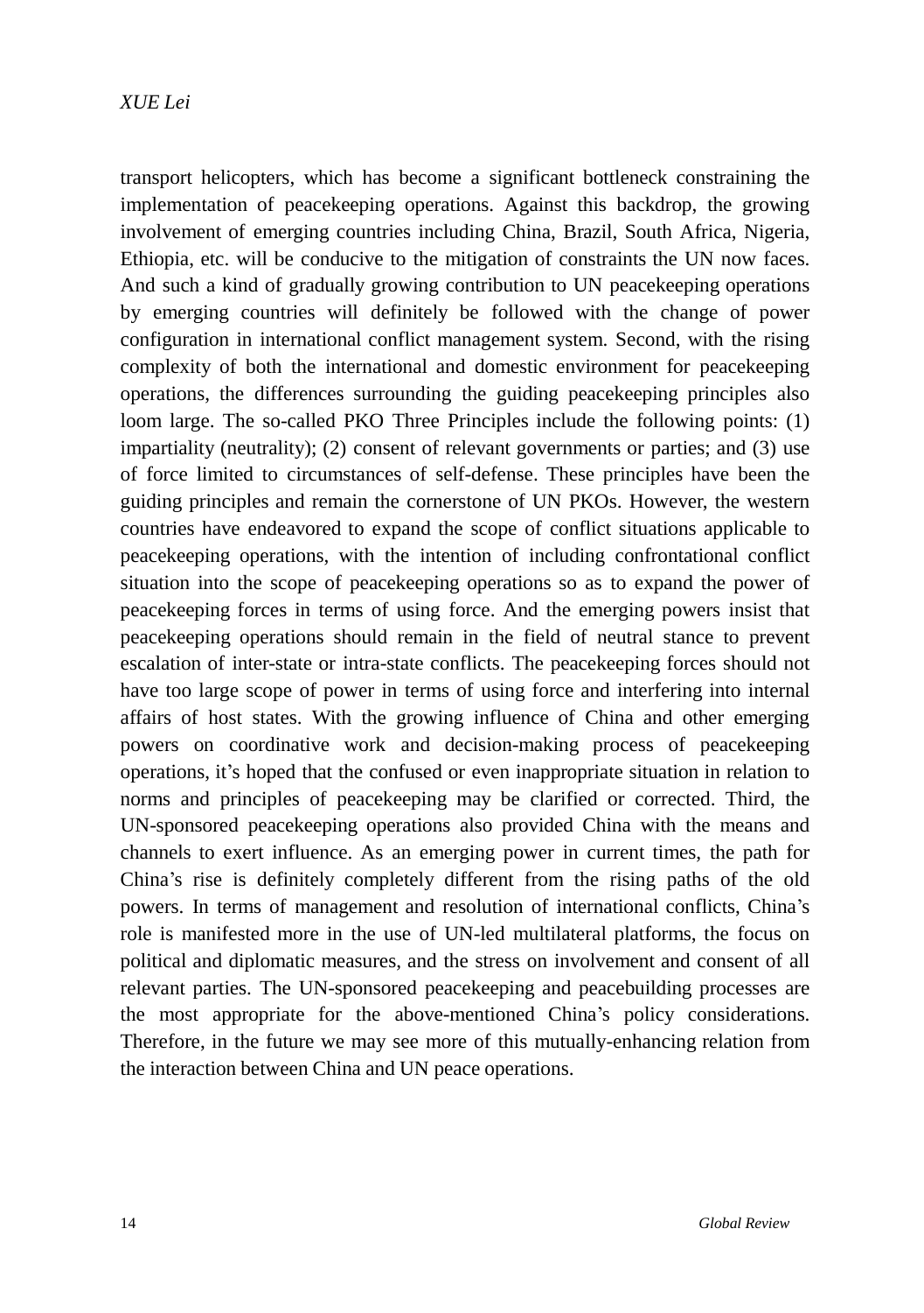transport helicopters, which has become a significant bottleneck constraining the implementation of peacekeeping operations. Against this backdrop, the growing involvement of emerging countries including China, Brazil, South Africa, Nigeria, Ethiopia, etc. will be conducive to the mitigation of constraints the UN now faces. And such a kind of gradually growing contribution to UN peacekeeping operations by emerging countries will definitely be followed with the change of power configuration in international conflict management system. Second, with the rising complexity of both the international and domestic environment for peacekeeping operations, the differences surrounding the guiding peacekeeping principles also loom large. The so-called PKO Three Principles include the following points: (1) impartiality (neutrality); (2) consent of relevant governments or parties; and (3) use of force limited to circumstances of self-defense. These principles have been the guiding principles and remain the cornerstone of UN PKOs. However, the western countries have endeavored to expand the scope of conflict situations applicable to peacekeeping operations, with the intention of including confrontational conflict situation into the scope of peacekeeping operations so as to expand the power of peacekeeping forces in terms of using force. And the emerging powers insist that peacekeeping operations should remain in the field of neutral stance to prevent escalation of inter-state or intra-state conflicts. The peacekeeping forces should not have too large scope of power in terms of using force and interfering into internal affairs of host states. With the growing influence of China and other emerging powers on coordinative work and decision-making process of peacekeeping operations, it's hoped that the confused or even inappropriate situation in relation to norms and principles of peacekeeping may be clarified or corrected. Third, the UN-sponsored peacekeeping operations also provided China with the means and channels to exert influence. As an emerging power in current times, the path for China's rise is definitely completely different from the rising paths of the old powers. In terms of management and resolution of international conflicts, China's role is manifested more in the use of UN-led multilateral platforms, the focus on political and diplomatic measures, and the stress on involvement and consent of all relevant parties. The UN-sponsored peacekeeping and peacebuilding processes are the most appropriate for the above-mentioned China's policy considerations. Therefore, in the future we may see more of this mutually-enhancing relation from the interaction between China and UN peace operations.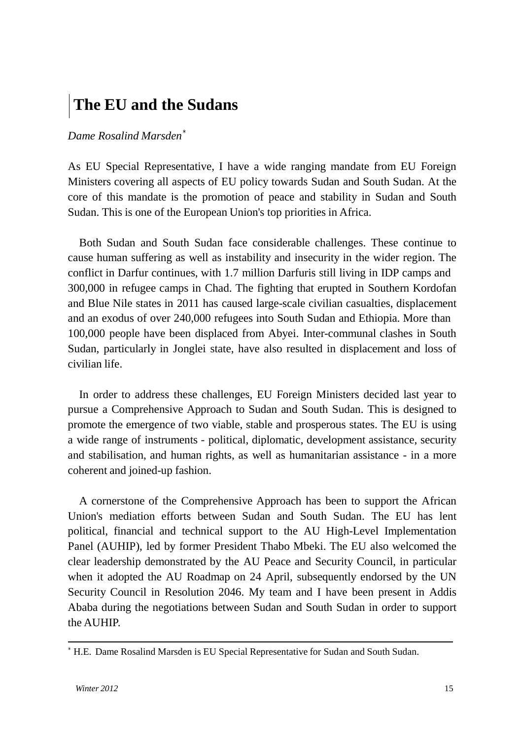# The EU and the Sudans

*Dame Rosalind Marsden*[*]

As EU Special Representative, I have a wide ranging mandate from EU Foreign Ministers covering all aspects of EU policy towards Sudan and South Sudan. At the core of this mandate is the promotion of peace and stability in Sudan and South Sudan. This is one of the European Union's top priorities in Africa.

Both Sudan and South Sudan face considerable challenges. These continue to cause human suffering as well as instability and insecurity in the wider region. The conflict in Darfur continues, with 1.7 million Darfuris still living in IDP camps and 300,000 in refugee camps in Chad. The fighting that erupted in Southern Kordofan and Blue Nile states in 2011 has caused large-scale civilian casualties, displacement and an exodus of over 240,000 refugees into South Sudan and Ethiopia. More than 100,000 people have been displaced from Abyei. Inter-communal clashes in South Sudan, particularly in Jonglei state, have also resulted in displacement and loss of civilian life.

In order to address these challenges, EU Foreign Ministers decided last year to pursue a Comprehensive Approach to Sudan and South Sudan. This is designed to promote the emergence of two viable, stable and prosperous states. The EU is using a wide range of instruments - political, diplomatic, development assistance, security and stabilisation, and human rights, as well as humanitarian assistance - in a more coherent and joined-up fashion.

A cornerstone of the Comprehensive Approach has been to support the African Union's mediation efforts between Sudan and South Sudan. The EU has lent political, financial and technical support to the AU High-Level Implementation Panel (AUHIP), led by former President Thabo Mbeki. The EU also welcomed the clear leadership demonstrated by the AU Peace and Security Council, in particular when it adopted the AU Roadmap on 24 April, subsequently endorsed by the UN Security Council in Resolution 2046. My team and I have been present in Addis Ababa during the negotiations between Sudan and South Sudan in order to support the AUHIP.

---

[*] H.E. Dame Rosalind Marsden is EU Special Representative for Sudan and South Sudan.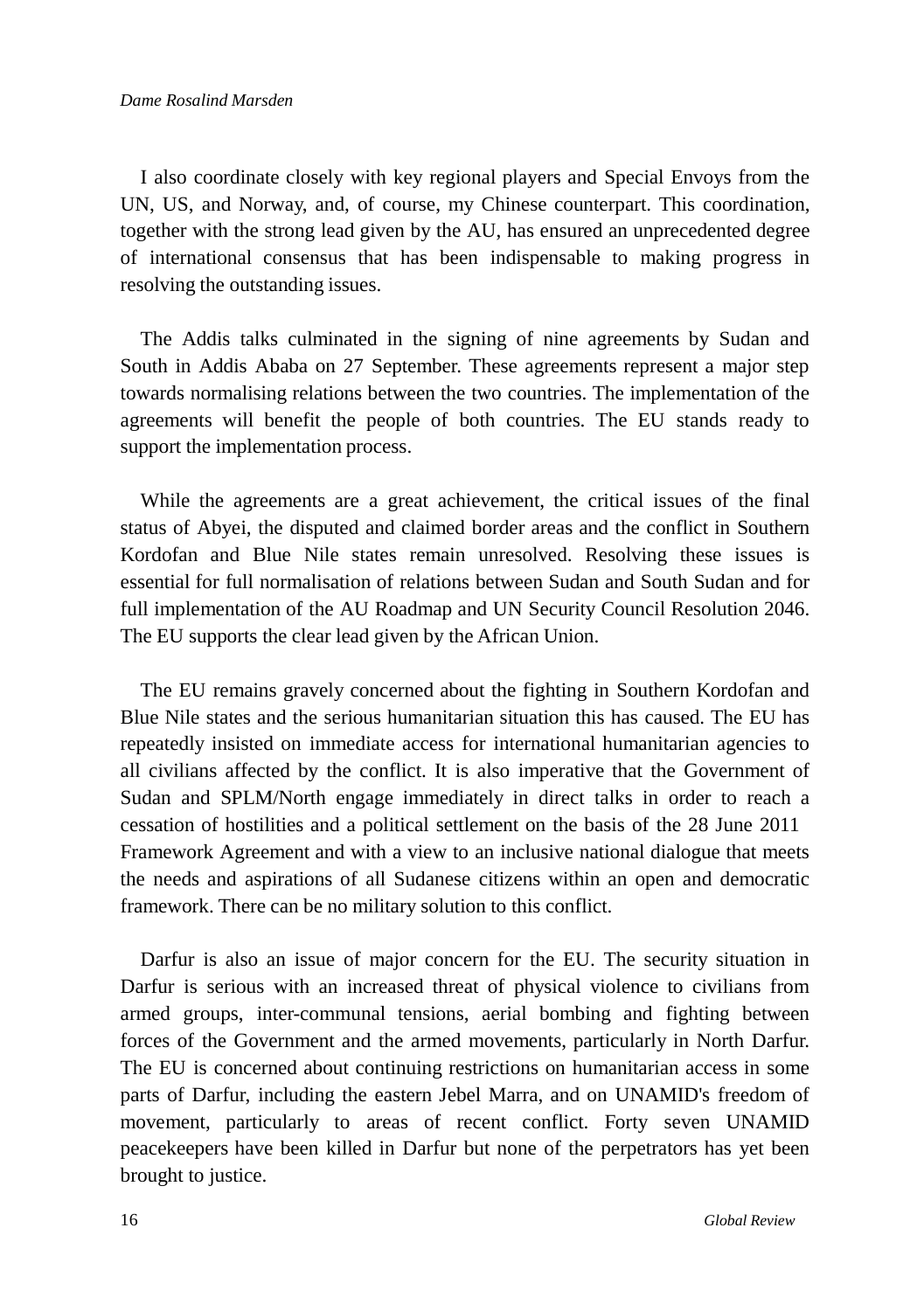I also coordinate closely with key regional players and Special Envoys from the UN, US, and Norway, and, of course, my Chinese counterpart. This coordination, together with the strong lead given by the AU, has ensured an unprecedented degree of international consensus that has been indispensable to making progress in resolving the outstanding issues.

The Addis talks culminated in the signing of nine agreements by Sudan and South in Addis Ababa on 27 September. These agreements represent a major step towards normalising relations between the two countries. The implementation of the agreements will benefit the people of both countries. The EU stands ready to support the implementation process.

While the agreements are a great achievement, the critical issues of the final status of Abyei, the disputed and claimed border areas and the conflict in Southern Kordofan and Blue Nile states remain unresolved. Resolving these issues is essential for full normalisation of relations between Sudan and South Sudan and for full implementation of the AU Roadmap and UN Security Council Resolution 2046. The EU supports the clear lead given by the African Union.

The EU remains gravely concerned about the fighting in Southern Kordofan and Blue Nile states and the serious humanitarian situation this has caused. The EU has repeatedly insisted on immediate access for international humanitarian agencies to all civilians affected by the conflict. It is also imperative that the Government of Sudan and SPLM/North engage immediately in direct talks in order to reach a cessation of hostilities and a political settlement on the basis of the 28 June 2011 Framework Agreement and with a view to an inclusive national dialogue that meets the needs and aspirations of all Sudanese citizens within an open and democratic framework. There can be no military solution to this conflict.

Darfur is also an issue of major concern for the EU. The security situation in Darfur is serious with an increased threat of physical violence to civilians from armed groups, inter-communal tensions, aerial bombing and fighting between forces of the Government and the armed movements, particularly in North Darfur. The EU is concerned about continuing restrictions on humanitarian access in some parts of Darfur, including the eastern Jebel Marra, and on UNAMID's freedom of movement, particularly to areas of recent conflict. Forty seven UNAMID peacekeepers have been killed in Darfur but none of the perpetrators has yet been brought to justice.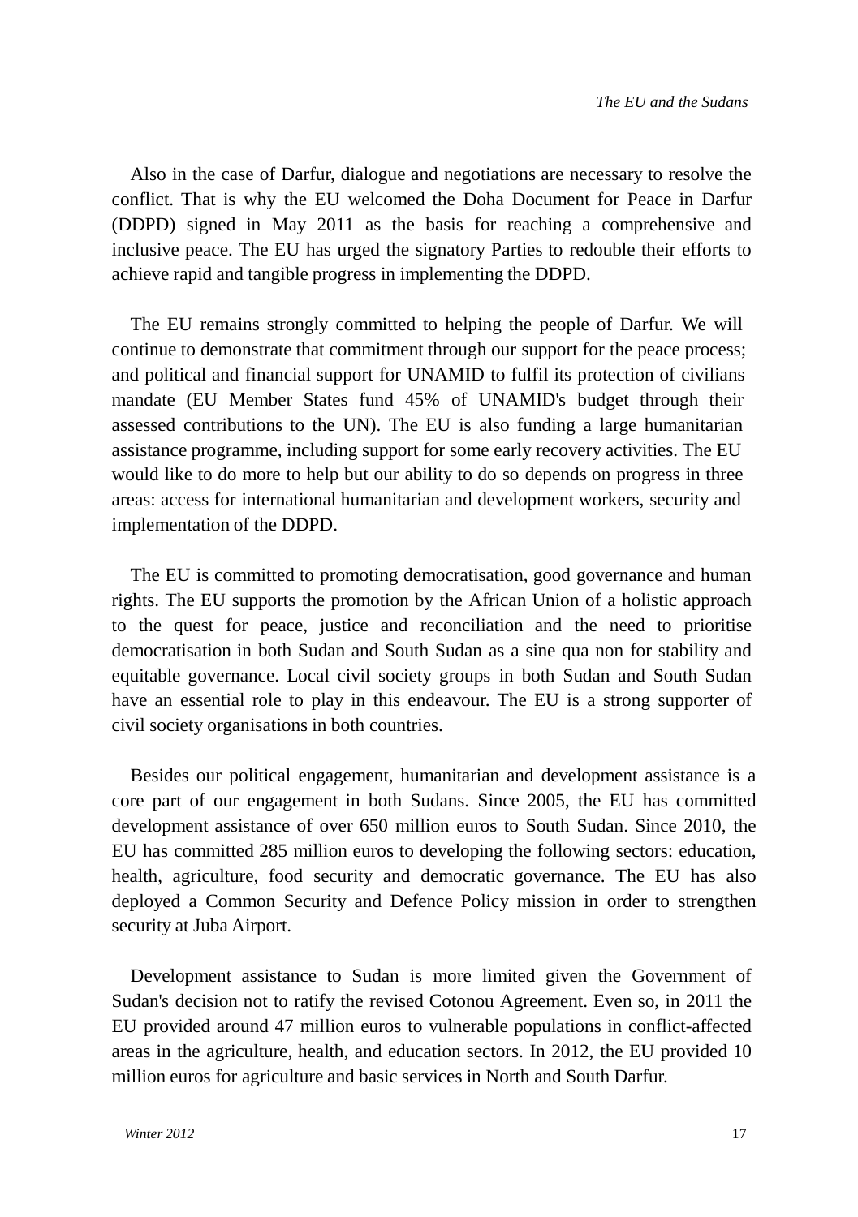Also in the case of Darfur, dialogue and negotiations are necessary to resolve the conflict. That is why the EU welcomed the Doha Document for Peace in Darfur (DDPD) signed in May 2011 as the basis for reaching a comprehensive and inclusive peace. The EU has urged the signatory Parties to redouble their efforts to achieve rapid and tangible progress in implementing the DDPD.

The EU remains strongly committed to helping the people of Darfur. We will continue to demonstrate that commitment through our support for the peace process; and political and financial support for UNAMID to fulfil its protection of civilians mandate (EU Member States fund 45% of UNAMID's budget through their assessed contributions to the UN). The EU is also funding a large humanitarian assistance programme, including support for some early recovery activities. The EU would like to do more to help but our ability to do so depends on progress in three areas: access for international humanitarian and development workers, security and implementation of the DDPD.

The EU is committed to promoting democratisation, good governance and human rights. The EU supports the promotion by the African Union of a holistic approach to the quest for peace, justice and reconciliation and the need to prioritise democratisation in both Sudan and South Sudan as a sine qua non for stability and equitable governance. Local civil society groups in both Sudan and South Sudan have an essential role to play in this endeavour. The EU is a strong supporter of civil society organisations in both countries.

Besides our political engagement, humanitarian and development assistance is a core part of our engagement in both Sudans. Since 2005, the EU has committed development assistance of over 650 million euros to South Sudan. Since 2010, the EU has committed 285 million euros to developing the following sectors: education, health, agriculture, food security and democratic governance. The EU has also deployed a Common Security and Defence Policy mission in order to strengthen security at Juba Airport.

Development assistance to Sudan is more limited given the Government of Sudan's decision not to ratify the revised Cotonou Agreement. Even so, in 2011 the EU provided around 47 million euros to vulnerable populations in conflict-affected areas in the agriculture, health, and education sectors. In 2012, the EU provided 10 million euros for agriculture and basic services in North and South Darfur.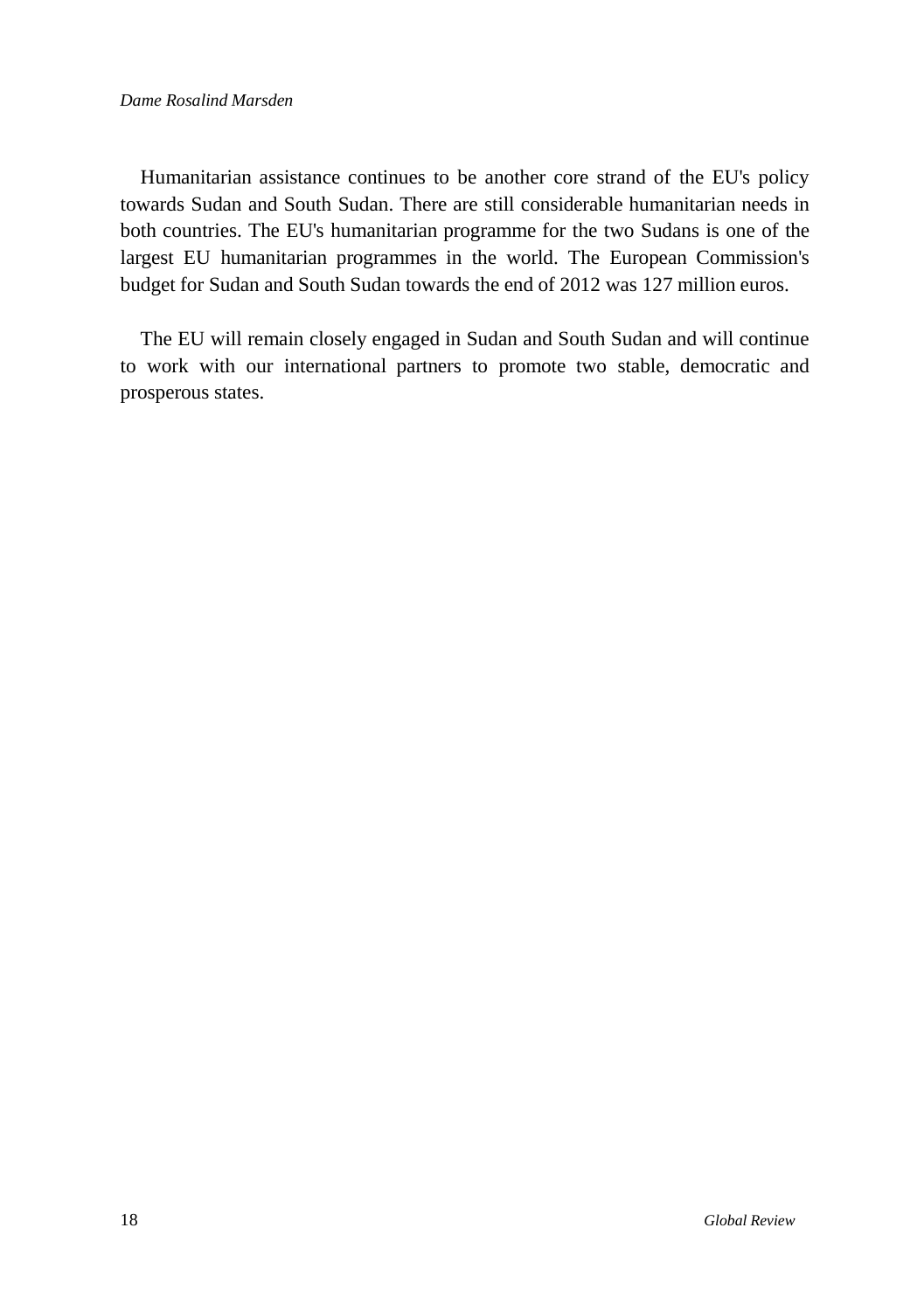Humanitarian assistance continues to be another core strand of the EU's policy towards Sudan and South Sudan. There are still considerable humanitarian needs in both countries. The EU's humanitarian programme for the two Sudans is one of the largest EU humanitarian programmes in the world. The European Commission's budget for Sudan and South Sudan towards the end of 2012 was 127 million euros.

The EU will remain closely engaged in Sudan and South Sudan and will continue to work with our international partners to promote two stable, democratic and prosperous states.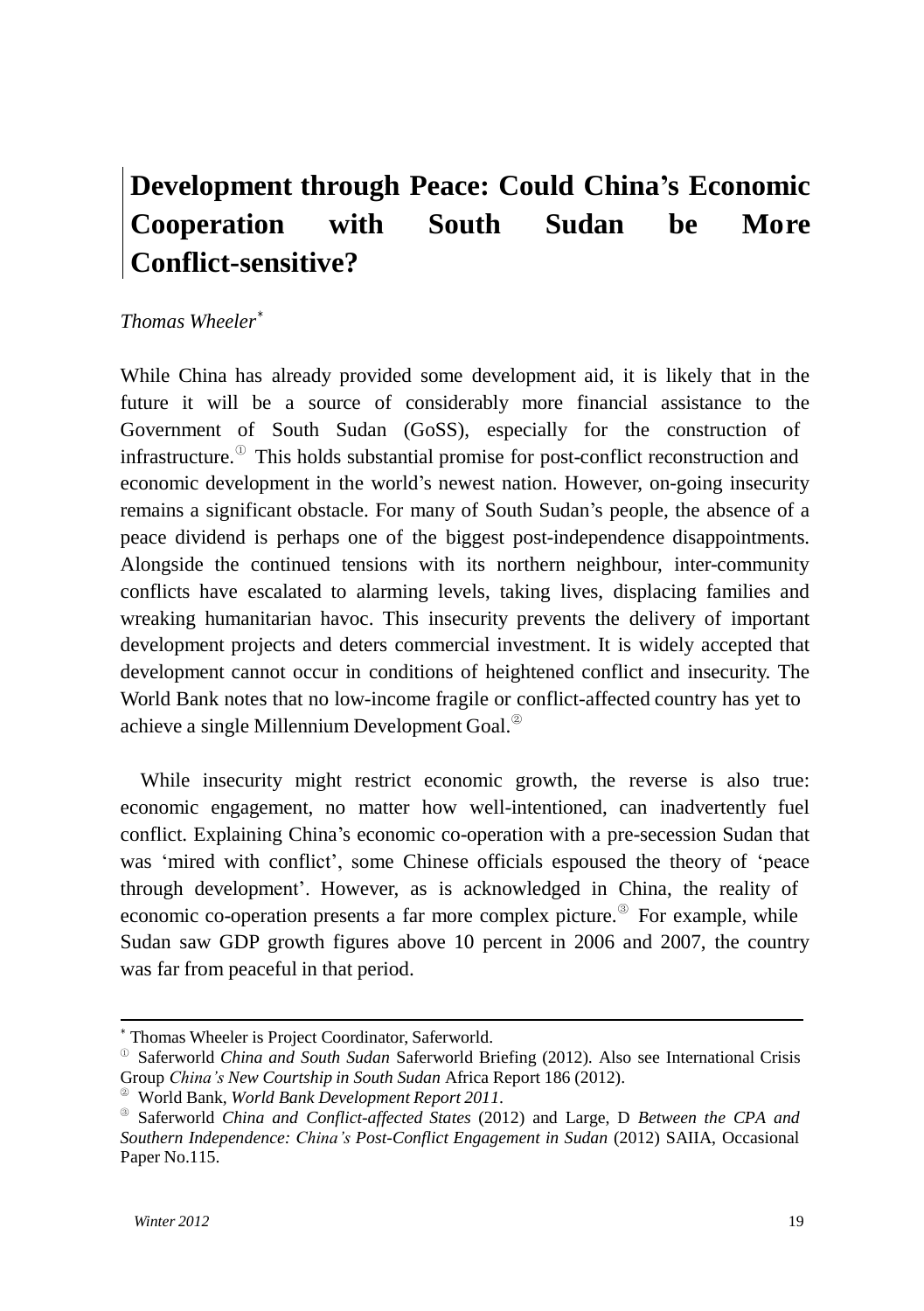# Development through Peace: Could China's Economic Cooperation with South Sudan be More Conflict-sensitive?

*Thomas Wheeler*[*]

While China has already provided some development aid, it is likely that in the future it will be a source of considerably more financial assistance to the Government of South Sudan (GoSS), especially for the construction of infrastructure.[1] This holds substantial promise for post-conflict reconstruction and economic development in the world's newest nation. However, on-going insecurity remains a significant obstacle. For many of South Sudan's people, the absence of a peace dividend is perhaps one of the biggest post-independence disappointments. Alongside the continued tensions with its northern neighbour, inter-community conflicts have escalated to alarming levels, taking lives, displacing families and wreaking humanitarian havoc. This insecurity prevents the delivery of important development projects and deters commercial investment. It is widely accepted that development cannot occur in conditions of heightened conflict and insecurity. The World Bank notes that no low-income fragile or conflict-affected country has yet to achieve a single Millennium Development Goal.[2]

While insecurity might restrict economic growth, the reverse is also true: economic engagement, no matter how well-intentioned, can inadvertently fuel conflict. Explaining China's economic co-operation with a pre-secession Sudan that was 'mired with conflict', some Chinese officials espoused the theory of 'peace through development'. However, as is acknowledged in China, the reality of economic co-operation presents a far more complex picture.[3] For example, while Sudan saw GDP growth figures above 10 percent in 2006 and 2007, the country was far from peaceful in that period.

---

[*] Thomas Wheeler is Project Coordinator, Saferworld.

[1] Saferworld *China and South Sudan* Saferworld Briefing (2012). Also see International Crisis Group *China's New Courtship in South Sudan* Africa Report 186 (2012).

[2] World Bank, *World Bank Development Report 2011*.

[3] Saferworld *China and Conflict-affected States* (2012) and Large, D *Between the CPA and Southern Independence: China's Post-Conflict Engagement in Sudan* (2012) SAIIA, Occasional Paper No.115.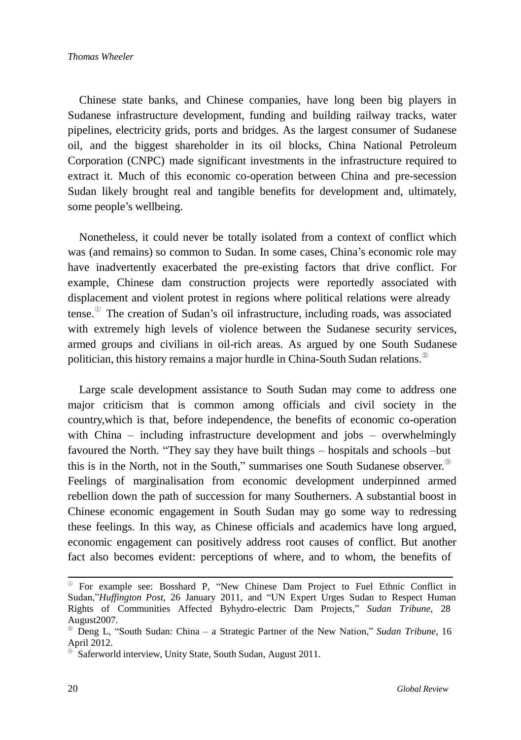Chinese state banks, and Chinese companies, have long been big players in Sudanese infrastructure development, funding and building railway tracks, water pipelines, electricity grids, ports and bridges. As the largest consumer of Sudanese oil, and the biggest shareholder in its oil blocks, China National Petroleum Corporation (CNPC) made significant investments in the infrastructure required to extract it. Much of this economic co-operation between China and pre-secession Sudan likely brought real and tangible benefits for development and, ultimately, some people's wellbeing.

Nonetheless, it could never be totally isolated from a context of conflict which was (and remains) so common to Sudan. In some cases, China's economic role may have inadvertently exacerbated the pre-existing factors that drive conflict. For example, Chinese dam construction projects were reportedly associated with displacement and violent protest in regions where political relations were already tense.[1] The creation of Sudan's oil infrastructure, including roads, was associated with extremely high levels of violence between the Sudanese security services, armed groups and civilians in oil-rich areas. As argued by one South Sudanese politician, this history remains a major hurdle in China-South Sudan relations.[2]

Large scale development assistance to South Sudan may come to address one major criticism that is common among officials and civil society in the country,which is that, before independence, the benefits of economic co-operation with China – including infrastructure development and jobs – overwhelmingly favoured the North. "They say they have built things – hospitals and schools –but this is in the North, not in the South," summarises one South Sudanese observer.[3] Feelings of marginalisation from economic development underpinned armed rebellion down the path of succession for many Southerners. A substantial boost in Chinese economic engagement in South Sudan may go some way to redressing these feelings. In this way, as Chinese officials and academics have long argued, economic engagement can positively address root causes of conflict. But another fact also becomes evident: perceptions of where, and to whom, the benefits of

---

[1] For example see: Bosshard P, "New Chinese Dam Project to Fuel Ethnic Conflict in Sudan,"*Huffington Post*, 26 January 2011, and "UN Expert Urges Sudan to Respect Human Rights of Communities Affected Byhydro-electric Dam Projects," *Sudan Tribune*, 28 August2007.

[2] Deng L, "South Sudan: China – a Strategic Partner of the New Nation," *Sudan Tribune*, 16 April 2012.

[3] Saferworld interview, Unity State, South Sudan, August 2011.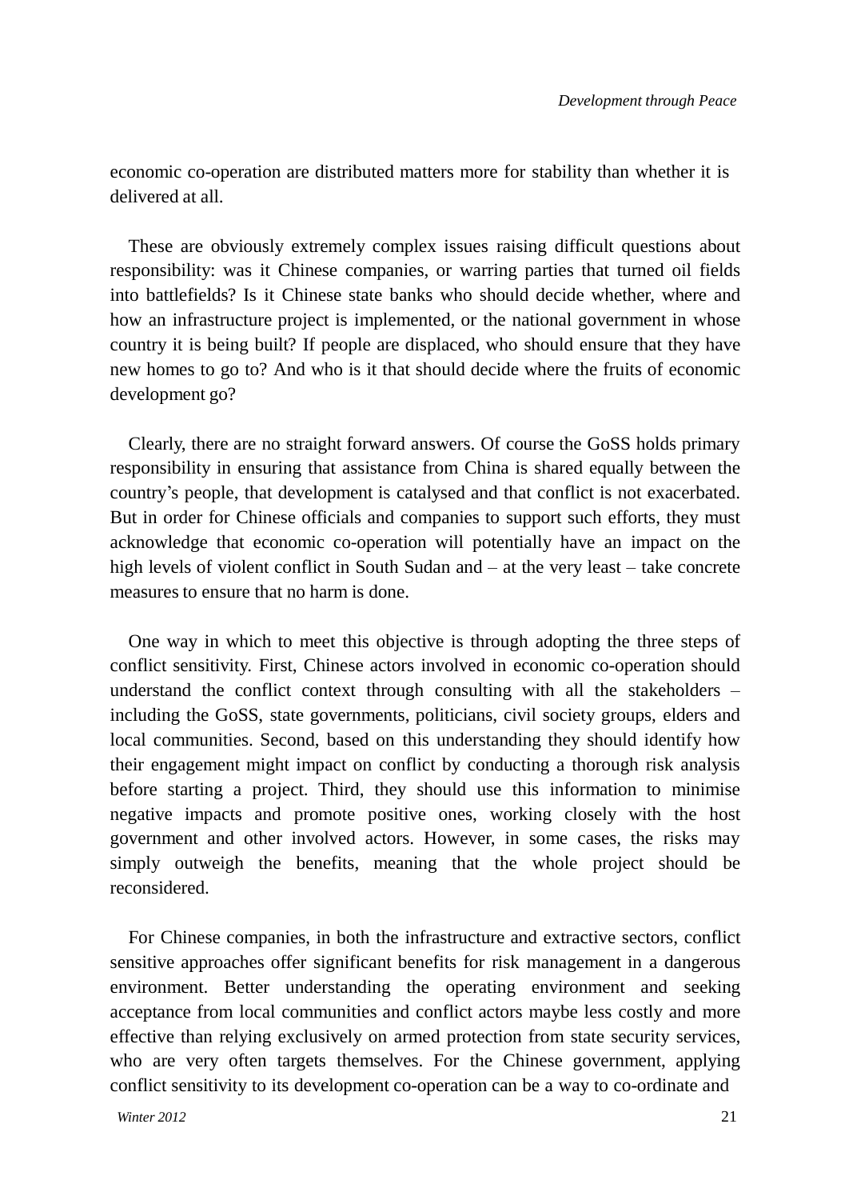economic co-operation are distributed matters more for stability than whether it is delivered at all.

These are obviously extremely complex issues raising difficult questions about responsibility: was it Chinese companies, or warring parties that turned oil fields into battlefields? Is it Chinese state banks who should decide whether, where and how an infrastructure project is implemented, or the national government in whose country it is being built? If people are displaced, who should ensure that they have new homes to go to? And who is it that should decide where the fruits of economic development go?

Clearly, there are no straight forward answers. Of course the GoSS holds primary responsibility in ensuring that assistance from China is shared equally between the country's people, that development is catalysed and that conflict is not exacerbated. But in order for Chinese officials and companies to support such efforts, they must acknowledge that economic co-operation will potentially have an impact on the high levels of violent conflict in South Sudan and – at the very least – take concrete measures to ensure that no harm is done.

One way in which to meet this objective is through adopting the three steps of conflict sensitivity. First, Chinese actors involved in economic co-operation should understand the conflict context through consulting with all the stakeholders – including the GoSS, state governments, politicians, civil society groups, elders and local communities. Second, based on this understanding they should identify how their engagement might impact on conflict by conducting a thorough risk analysis before starting a project. Third, they should use this information to minimise negative impacts and promote positive ones, working closely with the host government and other involved actors. However, in some cases, the risks may simply outweigh the benefits, meaning that the whole project should be reconsidered.

For Chinese companies, in both the infrastructure and extractive sectors, conflict sensitive approaches offer significant benefits for risk management in a dangerous environment. Better understanding the operating environment and seeking acceptance from local communities and conflict actors maybe less costly and more effective than relying exclusively on armed protection from state security services, who are very often targets themselves. For the Chinese government, applying conflict sensitivity to its development co-operation can be a way to co-ordinate and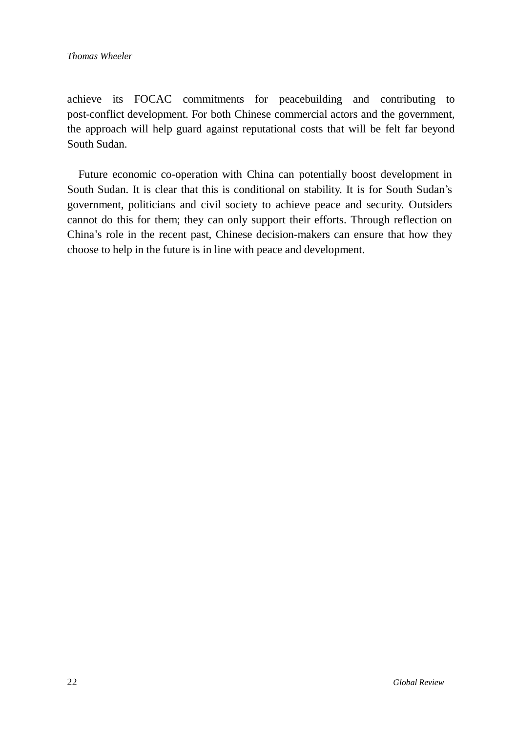achieve its FOCAC commitments for peacebuilding and contributing to post-conflict development. For both Chinese commercial actors and the government, the approach will help guard against reputational costs that will be felt far beyond South Sudan.

Future economic co-operation with China can potentially boost development in South Sudan. It is clear that this is conditional on stability. It is for South Sudan's government, politicians and civil society to achieve peace and security. Outsiders cannot do this for them; they can only support their efforts. Through reflection on China's role in the recent past, Chinese decision-makers can ensure that how they choose to help in the future is in line with peace and development.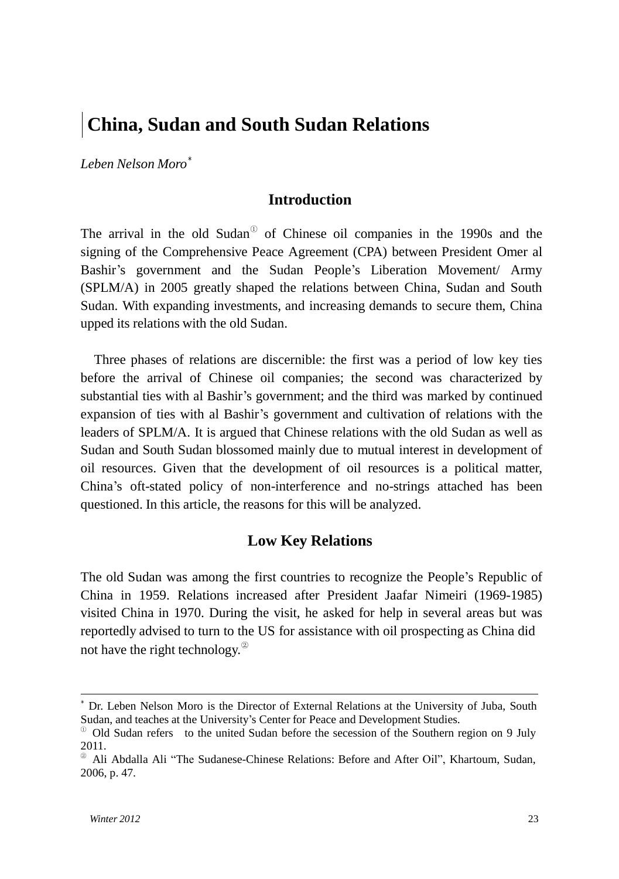# China, Sudan and South Sudan Relations

*Leben Nelson Moro*[*]

## Introduction

The arrival in the old Sudan[1] of Chinese oil companies in the 1990s and the signing of the Comprehensive Peace Agreement (CPA) between President Omer al Bashir's government and the Sudan People's Liberation Movement/ Army (SPLM/A) in 2005 greatly shaped the relations between China, Sudan and South Sudan. With expanding investments, and increasing demands to secure them, China upped its relations with the old Sudan.

Three phases of relations are discernible: the first was a period of low key ties before the arrival of Chinese oil companies; the second was characterized by substantial ties with al Bashir's government; and the third was marked by continued expansion of ties with al Bashir's government and cultivation of relations with the leaders of SPLM/A. It is argued that Chinese relations with the old Sudan as well as Sudan and South Sudan blossomed mainly due to mutual interest in development of oil resources. Given that the development of oil resources is a political matter, China's oft-stated policy of non-interference and no-strings attached has been questioned. In this article, the reasons for this will be analyzed.

## Low Key Relations

The old Sudan was among the first countries to recognize the People's Republic of China in 1959. Relations increased after President Jaafar Nimeiri (1969-1985) visited China in 1970. During the visit, he asked for help in several areas but was reportedly advised to turn to the US for assistance with oil prospecting as China did not have the right technology.[2]

---

[*] Dr. Leben Nelson Moro is the Director of External Relations at the University of Juba, South Sudan, and teaches at the University's Center for Peace and Development Studies.

[1] Old Sudan refers to the united Sudan before the secession of the Southern region on 9 July 2011.

[2] Ali Abdalla Ali "The Sudanese-Chinese Relations: Before and After Oil", Khartoum, Sudan, 2006, p. 47.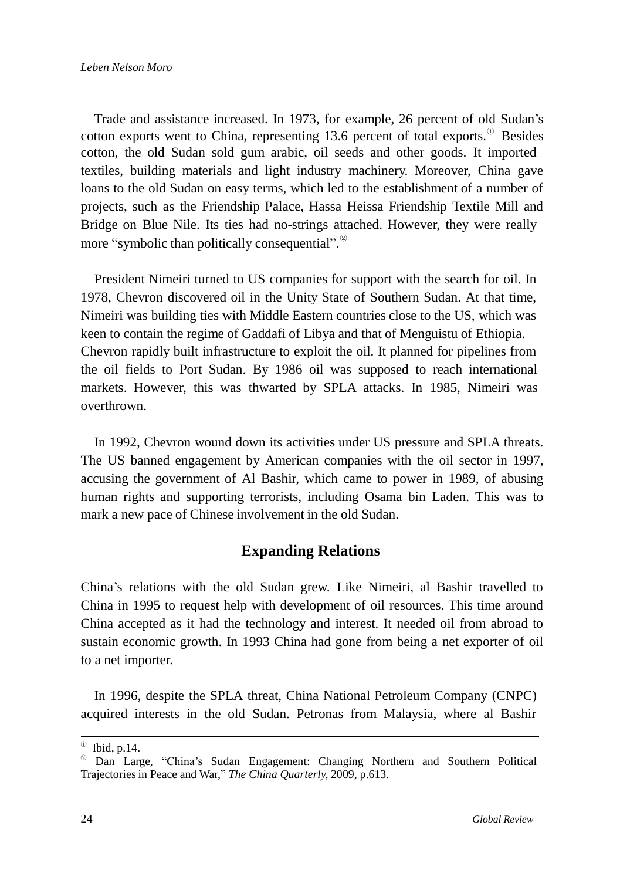Trade and assistance increased. In 1973, for example, 26 percent of old Sudan's cotton exports went to China, representing 13.6 percent of total exports.[①] Besides cotton, the old Sudan sold gum arabic, oil seeds and other goods. It imported textiles, building materials and light industry machinery. Moreover, China gave loans to the old Sudan on easy terms, which led to the establishment of a number of projects, such as the Friendship Palace, Hassa Heissa Friendship Textile Mill and Bridge on Blue Nile. Its ties had no-strings attached. However, they were really more "symbolic than politically consequential".[②]

President Nimeiri turned to US companies for support with the search for oil. In 1978, Chevron discovered oil in the Unity State of Southern Sudan. At that time, Nimeiri was building ties with Middle Eastern countries close to the US, which was keen to contain the regime of Gaddafi of Libya and that of Menguistu of Ethiopia. Chevron rapidly built infrastructure to exploit the oil. It planned for pipelines from the oil fields to Port Sudan. By 1986 oil was supposed to reach international markets. However, this was thwarted by SPLA attacks. In 1985, Nimeiri was overthrown.

In 1992, Chevron wound down its activities under US pressure and SPLA threats. The US banned engagement by American companies with the oil sector in 1997, accusing the government of Al Bashir, which came to power in 1989, of abusing human rights and supporting terrorists, including Osama bin Laden. This was to mark a new pace of Chinese involvement in the old Sudan.

## Expanding Relations

China's relations with the old Sudan grew. Like Nimeiri, al Bashir travelled to China in 1995 to request help with development of oil resources. This time around China accepted as it had the technology and interest. It needed oil from abroad to sustain economic growth. In 1993 China had gone from being a net exporter of oil to a net importer.

In 1996, despite the SPLA threat, China National Petroleum Company (CNPC) acquired interests in the old Sudan. Petronas from Malaysia, where al Bashir

---

[①] Ibid, p.14.

[②] Dan Large, "China's Sudan Engagement: Changing Northern and Southern Political Trajectories in Peace and War," *The China Quarterly*, 2009, p.613.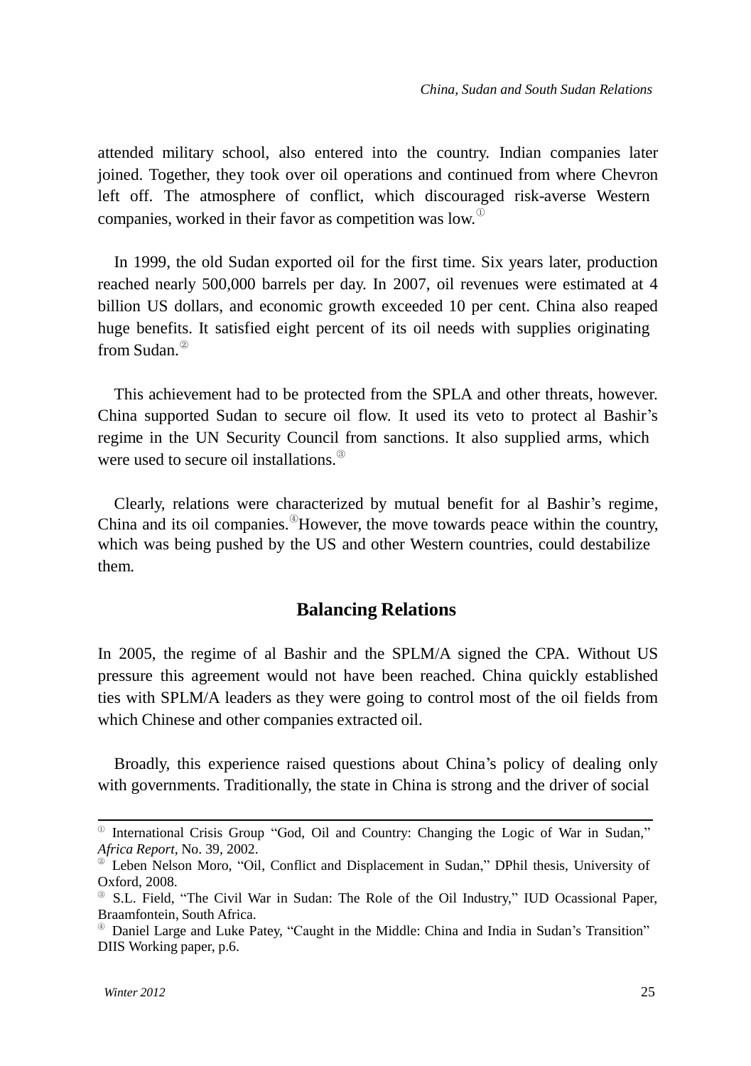attended military school, also entered into the country. Indian companies later joined. Together, they took over oil operations and continued from where Chevron left off. The atmosphere of conflict, which discouraged risk-averse Western companies, worked in their favor as competition was low.[1]

In 1999, the old Sudan exported oil for the first time. Six years later, production reached nearly 500,000 barrels per day. In 2007, oil revenues were estimated at 4 billion US dollars, and economic growth exceeded 10 per cent. China also reaped huge benefits. It satisfied eight percent of its oil needs with supplies originating from Sudan.[2]

This achievement had to be protected from the SPLA and other threats, however. China supported Sudan to secure oil flow. It used its veto to protect al Bashir's regime in the UN Security Council from sanctions. It also supplied arms, which were used to secure oil installations.[3]

Clearly, relations were characterized by mutual benefit for al Bashir's regime, China and its oil companies.[4] However, the move towards peace within the country, which was being pushed by the US and other Western countries, could destabilize them.

## Balancing Relations

In 2005, the regime of al Bashir and the SPLM/A signed the CPA. Without US pressure this agreement would not have been reached. China quickly established ties with SPLM/A leaders as they were going to control most of the oil fields from which Chinese and other companies extracted oil.

Broadly, this experience raised questions about China's policy of dealing only with governments. Traditionally, the state in China is strong and the driver of social

---

[1] International Crisis Group "God, Oil and Country: Changing the Logic of War in Sudan," *Africa Report*, No. 39, 2002.

[2] Leben Nelson Moro, "Oil, Conflict and Displacement in Sudan," DPhil thesis, University of Oxford, 2008.

[3] S.L. Field, "The Civil War in Sudan: The Role of the Oil Industry," IUD Ocassional Paper, Braamfontein, South Africa.

[4] Daniel Large and Luke Patey, "Caught in the Middle: China and India in Sudan's Transition" DIIS Working paper, p.6.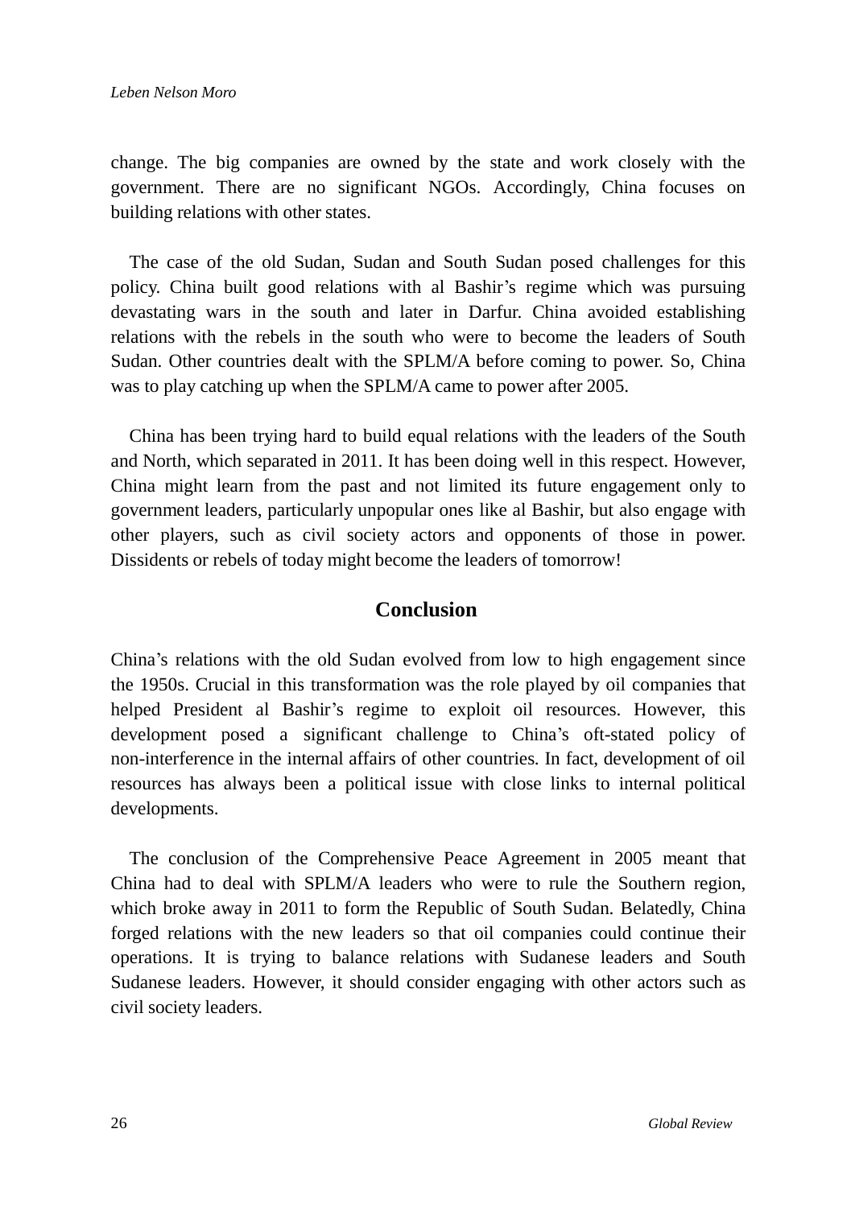change. The big companies are owned by the state and work closely with the government. There are no significant NGOs. Accordingly, China focuses on building relations with other states.

The case of the old Sudan, Sudan and South Sudan posed challenges for this policy. China built good relations with al Bashir's regime which was pursuing devastating wars in the south and later in Darfur. China avoided establishing relations with the rebels in the south who were to become the leaders of South Sudan. Other countries dealt with the SPLM/A before coming to power. So, China was to play catching up when the SPLM/A came to power after 2005.

China has been trying hard to build equal relations with the leaders of the South and North, which separated in 2011. It has been doing well in this respect. However, China might learn from the past and not limited its future engagement only to government leaders, particularly unpopular ones like al Bashir, but also engage with other players, such as civil society actors and opponents of those in power. Dissidents or rebels of today might become the leaders of tomorrow!

## Conclusion

China's relations with the old Sudan evolved from low to high engagement since the 1950s. Crucial in this transformation was the role played by oil companies that helped President al Bashir's regime to exploit oil resources. However, this development posed a significant challenge to China's oft-stated policy of non-interference in the internal affairs of other countries. In fact, development of oil resources has always been a political issue with close links to internal political developments.

The conclusion of the Comprehensive Peace Agreement in 2005 meant that China had to deal with SPLM/A leaders who were to rule the Southern region, which broke away in 2011 to form the Republic of South Sudan. Belatedly, China forged relations with the new leaders so that oil companies could continue their operations. It is trying to balance relations with Sudanese leaders and South Sudanese leaders. However, it should consider engaging with other actors such as civil society leaders.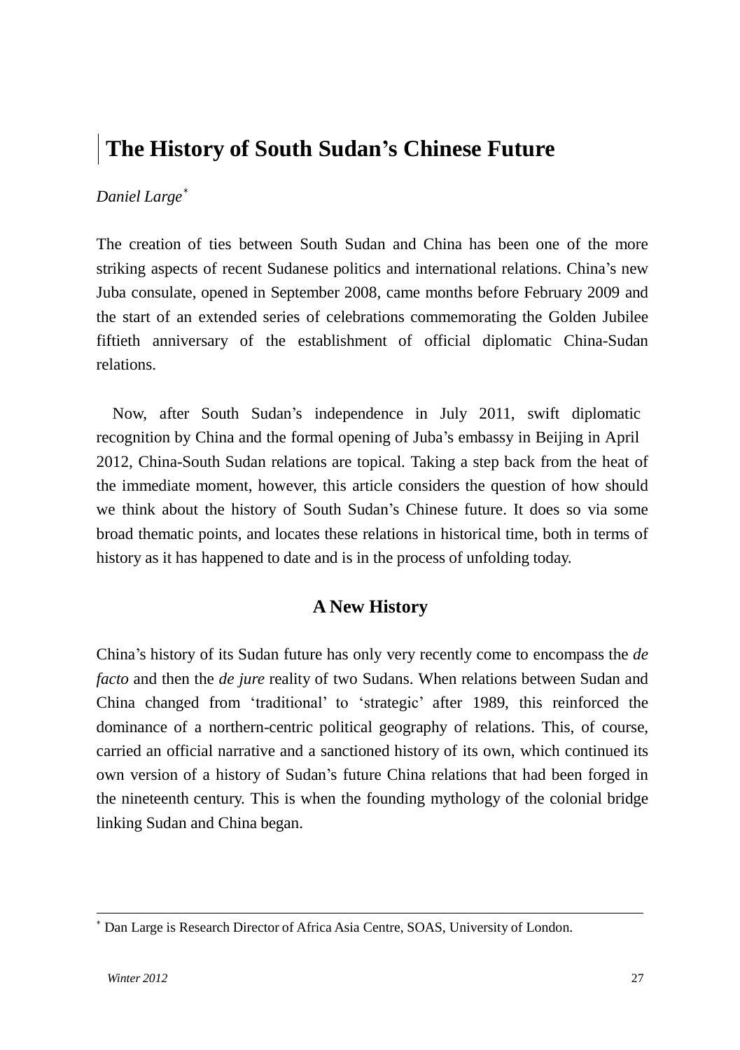# The History of South Sudan's Chinese Future

*Daniel Large*[*]

The creation of ties between South Sudan and China has been one of the more striking aspects of recent Sudanese politics and international relations. China's new Juba consulate, opened in September 2008, came months before February 2009 and the start of an extended series of celebrations commemorating the Golden Jubilee fiftieth anniversary of the establishment of official diplomatic China-Sudan relations.

Now, after South Sudan's independence in July 2011, swift diplomatic recognition by China and the formal opening of Juba's embassy in Beijing in April 2012, China-South Sudan relations are topical. Taking a step back from the heat of the immediate moment, however, this article considers the question of how should we think about the history of South Sudan's Chinese future. It does so via some broad thematic points, and locates these relations in historical time, both in terms of history as it has happened to date and is in the process of unfolding today.

## A New History

China's history of its Sudan future has only very recently come to encompass the *de facto* and then the *de jure* reality of two Sudans. When relations between Sudan and China changed from 'traditional' to 'strategic' after 1989, this reinforced the dominance of a northern-centric political geography of relations. This, of course, carried an official narrative and a sanctioned history of its own, which continued its own version of a history of Sudan's future China relations that had been forged in the nineteenth century. This is when the founding mythology of the colonial bridge linking Sudan and China began.

---

[*] Dan Large is Research Director of Africa Asia Centre, SOAS, University of London.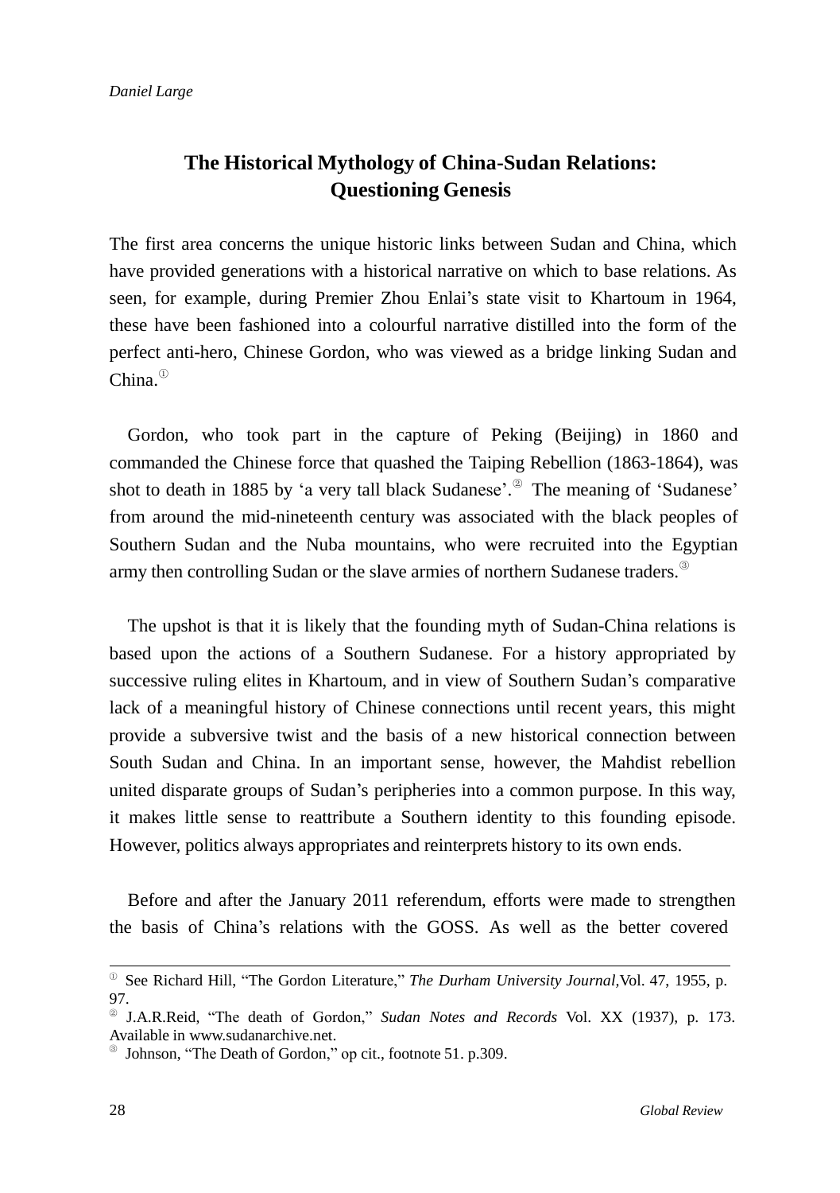## The Historical Mythology of China-Sudan Relations: Questioning Genesis

The first area concerns the unique historic links between Sudan and China, which have provided generations with a historical narrative on which to base relations. As seen, for example, during Premier Zhou Enlai's state visit to Khartoum in 1964, these have been fashioned into a colourful narrative distilled into the form of the perfect anti-hero, Chinese Gordon, who was viewed as a bridge linking Sudan and China.[1]

Gordon, who took part in the capture of Peking (Beijing) in 1860 and commanded the Chinese force that quashed the Taiping Rebellion (1863-1864), was shot to death in 1885 by 'a very tall black Sudanese'.[2] The meaning of 'Sudanese' from around the mid-nineteenth century was associated with the black peoples of Southern Sudan and the Nuba mountains, who were recruited into the Egyptian army then controlling Sudan or the slave armies of northern Sudanese traders.[3]

The upshot is that it is likely that the founding myth of Sudan-China relations is based upon the actions of a Southern Sudanese. For a history appropriated by successive ruling elites in Khartoum, and in view of Southern Sudan's comparative lack of a meaningful history of Chinese connections until recent years, this might provide a subversive twist and the basis of a new historical connection between South Sudan and China. In an important sense, however, the Mahdist rebellion united disparate groups of Sudan's peripheries into a common purpose. In this way, it makes little sense to reattribute a Southern identity to this founding episode. However, politics always appropriates and reinterprets history to its own ends.

Before and after the January 2011 referendum, efforts were made to strengthen the basis of China's relations with the GOSS. As well as the better covered

---

[1] See Richard Hill, "The Gordon Literature," *The Durham University Journal,*Vol. 47, 1955, p. 97.

[2] J.A.R.Reid, "The death of Gordon," *Sudan Notes and Records* Vol. XX (1937), p. 173. Available in www.sudanarchive.net.

[3] Johnson, "The Death of Gordon," op cit., footnote 51. p.309.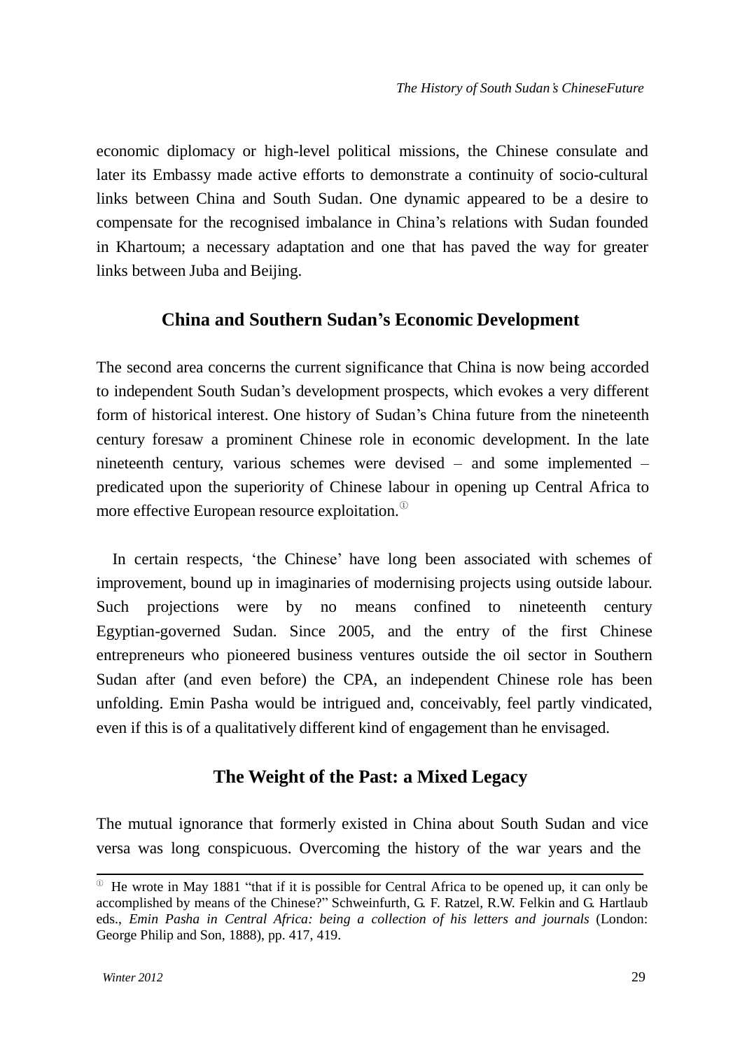economic diplomacy or high-level political missions, the Chinese consulate and later its Embassy made active efforts to demonstrate a continuity of socio-cultural links between China and South Sudan. One dynamic appeared to be a desire to compensate for the recognised imbalance in China's relations with Sudan founded in Khartoum; a necessary adaptation and one that has paved the way for greater links between Juba and Beijing.

## China and Southern Sudan's Economic Development

The second area concerns the current significance that China is now being accorded to independent South Sudan's development prospects, which evokes a very different form of historical interest. One history of Sudan's China future from the nineteenth century foresaw a prominent Chinese role in economic development. In the late nineteenth century, various schemes were devised – and some implemented – predicated upon the superiority of Chinese labour in opening up Central Africa to more effective European resource exploitation.[1]

In certain respects, 'the Chinese' have long been associated with schemes of improvement, bound up in imaginaries of modernising projects using outside labour. Such projections were by no means confined to nineteenth century Egyptian-governed Sudan. Since 2005, and the entry of the first Chinese entrepreneurs who pioneered business ventures outside the oil sector in Southern Sudan after (and even before) the CPA, an independent Chinese role has been unfolding. Emin Pasha would be intrigued and, conceivably, feel partly vindicated, even if this is of a qualitatively different kind of engagement than he envisaged.

## The Weight of the Past: a Mixed Legacy

The mutual ignorance that formerly existed in China about South Sudan and vice versa was long conspicuous. Overcoming the history of the war years and the

---

[1] He wrote in May 1881 "that if it is possible for Central Africa to be opened up, it can only be accomplished by means of the Chinese?" Schweinfurth, G. F. Ratzel, R.W. Felkin and G. Hartlaub eds., *Emin Pasha in Central Africa: being a collection of his letters and journals* (London: George Philip and Son, 1888), pp. 417, 419.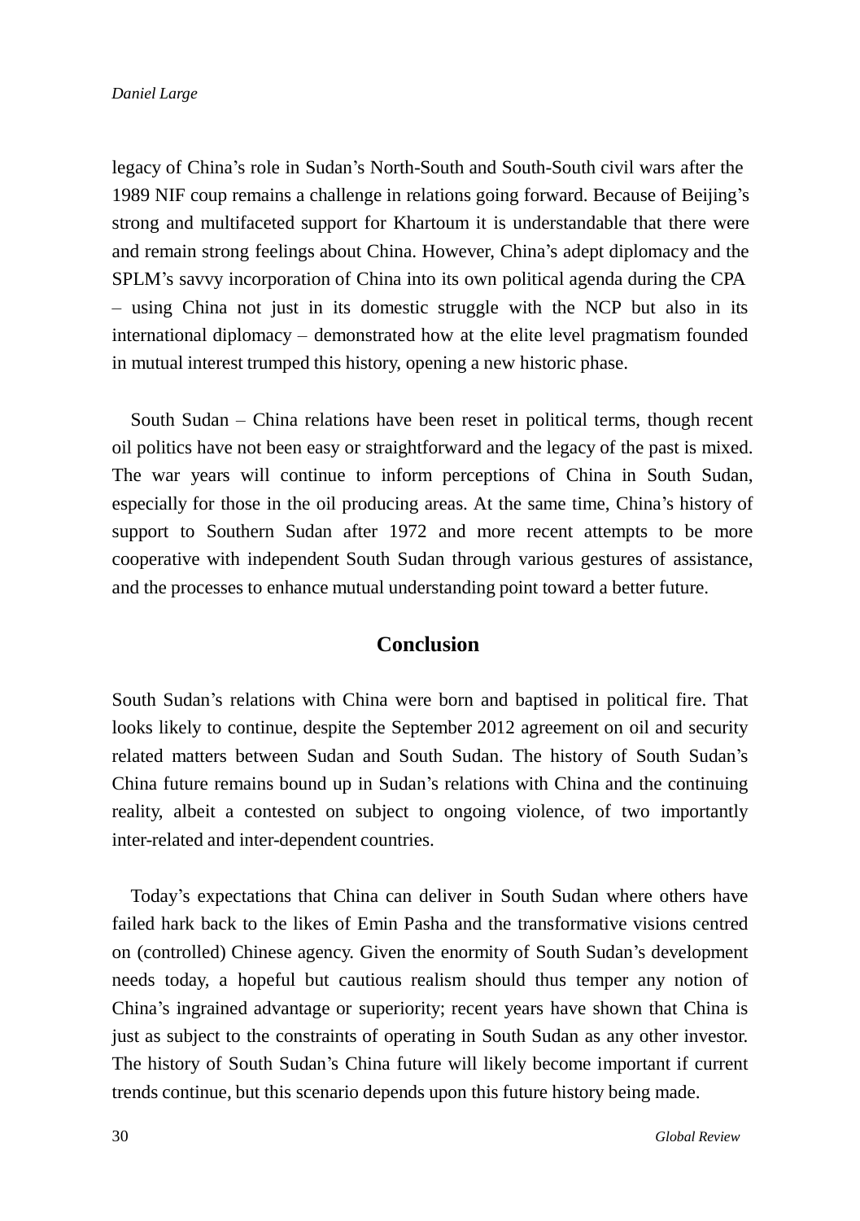legacy of China's role in Sudan's North-South and South-South civil wars after the 1989 NIF coup remains a challenge in relations going forward. Because of Beijing's strong and multifaceted support for Khartoum it is understandable that there were and remain strong feelings about China. However, China's adept diplomacy and the SPLM's savvy incorporation of China into its own political agenda during the CPA – using China not just in its domestic struggle with the NCP but also in its international diplomacy – demonstrated how at the elite level pragmatism founded in mutual interest trumped this history, opening a new historic phase.

South Sudan – China relations have been reset in political terms, though recent oil politics have not been easy or straightforward and the legacy of the past is mixed. The war years will continue to inform perceptions of China in South Sudan, especially for those in the oil producing areas. At the same time, China's history of support to Southern Sudan after 1972 and more recent attempts to be more cooperative with independent South Sudan through various gestures of assistance, and the processes to enhance mutual understanding point toward a better future.

## Conclusion

South Sudan's relations with China were born and baptised in political fire. That looks likely to continue, despite the September 2012 agreement on oil and security related matters between Sudan and South Sudan. The history of South Sudan's China future remains bound up in Sudan's relations with China and the continuing reality, albeit a contested on subject to ongoing violence, of two importantly inter-related and inter-dependent countries.

Today's expectations that China can deliver in South Sudan where others have failed hark back to the likes of Emin Pasha and the transformative visions centred on (controlled) Chinese agency. Given the enormity of South Sudan's development needs today, a hopeful but cautious realism should thus temper any notion of China's ingrained advantage or superiority; recent years have shown that China is just as subject to the constraints of operating in South Sudan as any other investor. The history of South Sudan's China future will likely become important if current trends continue, but this scenario depends upon this future history being made.